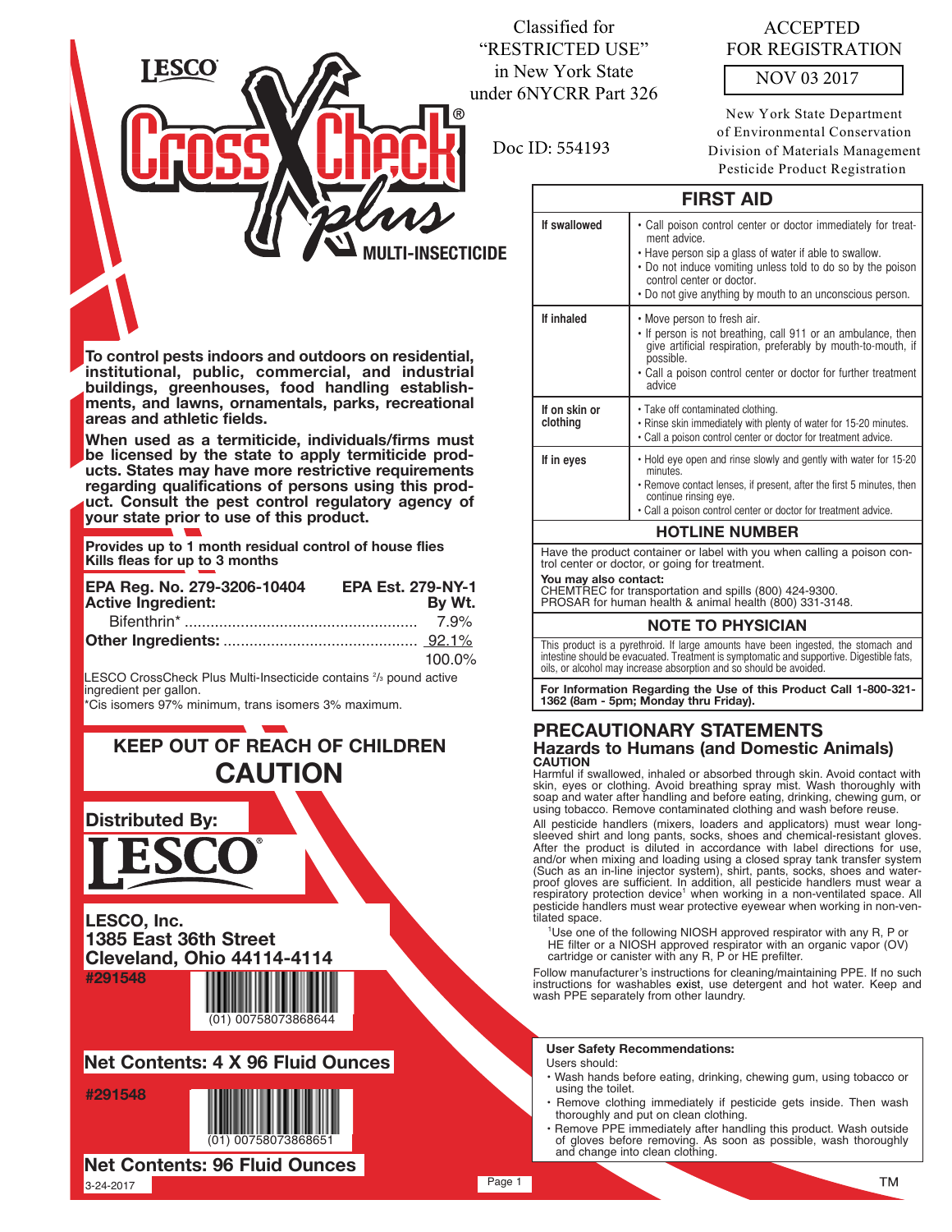Classified for "RESTRICTED USE" in New York State under 6NYCRR Part 326

Doc ID: 554193

ACCEPTED FOR REGISTRATION

NOV 03 2017

New York State Department of Environmental Conservation
Division of Materials Management
Pesticide Product Registration

LESCO®

# CrossCheck® plus

## MULTI-INSECTICIDE

**To control pests indoors and outdoors on residential, institutional, public, commercial, and industrial buildings, greenhouses, food handling establishments, and lawns, ornamentals, parks, recreational areas and athletic fields.**

**When used as a termiticide, individuals/firms must be licensed by the state to apply termiticide products. States may have more restrictive requirements regarding qualifications of persons using this product. Consult the pest control regulatory agency of your state prior to use of this product.**

**Provides up to 1 month residual control of house flies**
**Kills fleas for up to 3 months**

**EPA Reg. No. 279-3206-10404** **EPA Est. 279-NY-1**

| **Active Ingredient:** | **By Wt.** |
|---|---|
| Bifenthrin* | 7.9% |
| **Other Ingredients:** | 92.1% |
| | 100.0% |

LESCO CrossCheck Plus Multi-Insecticide contains ⅔ pound active ingredient per gallon.
*Cis isomers 97% minimum, trans isomers 3% maximum.

## KEEP OUT OF REACH OF CHILDREN

## CAUTION

**Distributed By:**

LESCO®

**LESCO, Inc.**
**1385 East 36th Street**
**Cleveland, Ohio 44114-4114**

**#291548**

(01) 00758073868644

**Net Contents: 4 X 96 Fluid Ounces**

**#291548**

(01) 00758073868651

**Net Contents: 96 Fluid Ounces**

3-24-2017

## FIRST AID

| | |
|---|---|
| **If swallowed** | • Call poison control center or doctor immediately for treatment advice.<br>• Have person sip a glass of water if able to swallow.<br>• Do not induce vomiting unless told to do so by the poison control center or doctor.<br>• Do not give anything by mouth to an unconscious person. |
| **If inhaled** | • Move person to fresh air.<br>• If person is not breathing, call 911 or an ambulance, then give artificial respiration, preferably by mouth-to-mouth, if possible.<br>• Call a poison control center or doctor for further treatment advice |
| **If on skin or clothing** | • Take off contaminated clothing.<br>• Rinse skin immediately with plenty of water for 15-20 minutes.<br>• Call a poison control center or doctor for treatment advice. |
| **If in eyes** | • Hold eye open and rinse slowly and gently with water for 15-20 minutes.<br>• Remove contact lenses, if present, after the first 5 minutes, then continue rinsing eye.<br>• Call a poison control center or doctor for treatment advice. |

### HOTLINE NUMBER

Have the product container or label with you when calling a poison control center or doctor, or going for treatment.

**You may also contact:**
CHEMTREC for transportation and spills (800) 424-9300.
PROSAR for human health & animal health (800) 331-3148.

### NOTE TO PHYSICIAN

This product is a pyrethroid. If large amounts have been ingested, the stomach and intestine should be evacuated. Treatment is symptomatic and supportive. Digestible fats, oils, or alcohol may increase absorption and so should be avoided.

**For Information Regarding the Use of this Product Call 1-800-321-1362 (8am - 5pm; Monday thru Friday).**

## PRECAUTIONARY STATEMENTS

### Hazards to Humans (and Domestic Animals)

**CAUTION**

Harmful if swallowed, inhaled or absorbed through skin. Avoid contact with skin, eyes or clothing. Avoid breathing spray mist. Wash thoroughly with soap and water after handling and before eating, drinking, chewing gum, or using tobacco. Remove contaminated clothing and wash before reuse.

All pesticide handlers (mixers, loaders and applicators) must wear long-sleeved shirt and long pants, socks, shoes and chemical-resistant gloves. After the product is diluted in accordance with label directions for use, and/or when mixing and loading using a closed spray tank transfer system (Such as an in-line injector system), shirt, pants, socks, shoes and waterproof gloves are sufficient. In addition, all pesticide handlers must wear a respiratory protection device[1] when working in a non-ventilated space. All pesticide handlers must wear protective eyewear when working in non-ventilated space.

[1]Use one of the following NIOSH approved respirator with any R, P or HE filter or a NIOSH approved respirator with an organic vapor (OV) cartridge or canister with any R, P or HE prefilter.

Follow manufacturer's instructions for cleaning/maintaining PPE. If no such instructions for washables exist, use detergent and hot water. Keep and wash PPE separately from other laundry.

**User Safety Recommendations:**

Users should:

- Wash hands before eating, drinking, chewing gum, using tobacco or using the toilet.
- Remove clothing immediately if pesticide gets inside. Then wash thoroughly and put on clean clothing.
- Remove PPE immediately after handling this product. Wash outside of gloves before removing. As soon as possible, wash thoroughly and change into clean clothing.

TM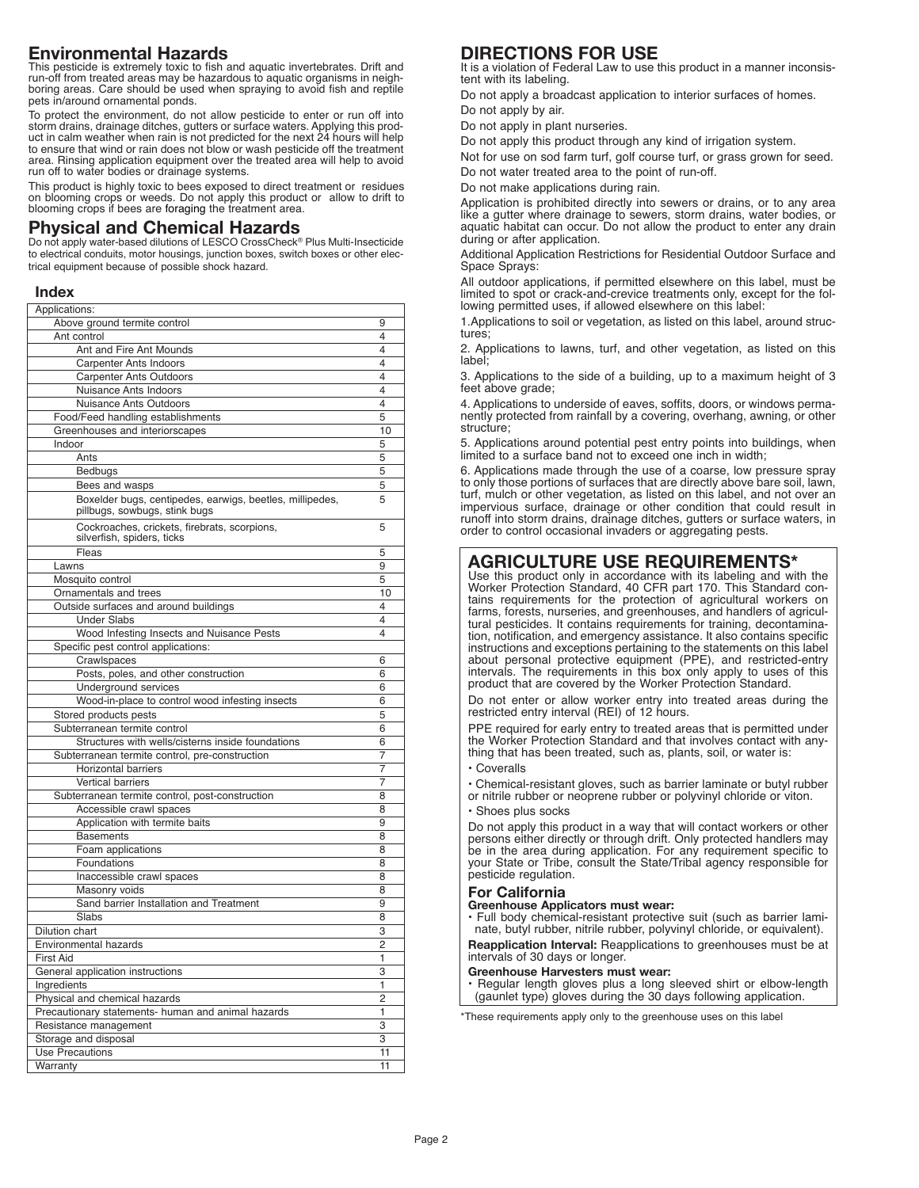## Environmental Hazards

This pesticide is extremely toxic to fish and aquatic invertebrates. Drift and run-off from treated areas may be hazardous to aquatic organisms in neighboring areas. Care should be used when spraying to avoid fish and reptile pets in/around ornamental ponds.

To protect the environment, do not allow pesticide to enter or run off into storm drains, drainage ditches, gutters or surface waters. Applying this product in calm weather when rain is not predicted for the next 24 hours will help to ensure that wind or rain does not blow or wash pesticide off the treatment area. Rinsing application equipment over the treated area will help to avoid run off to water bodies or drainage systems.

This product is highly toxic to bees exposed to direct treatment or residues on blooming crops or weeds. Do not apply this product or allow to drift to blooming crops if bees are foraging the treatment area.

## Physical and Chemical Hazards

Do not apply water-based dilutions of LESCO CrossCheck® Plus Multi-Insecticide to electrical conduits, motor housings, junction boxes, switch boxes or other electrical equipment because of possible shock hazard.

### Index

| Applications: | |
|---|---|
| Above ground termite control | 9 |
| Ant control | 4 |
| Ant and Fire Ant Mounds | 4 |
| Carpenter Ants Indoors | 4 |
| Carpenter Ants Outdoors | 4 |
| Nuisance Ants Indoors | 4 |
| Nuisance Ants Outdoors | 4 |
| Food/Feed handling establishments | 5 |
| Greenhouses and interiorscapes | 10 |
| Indoor | 5 |
| Ants | 5 |
| Bedbugs | 5 |
| Bees and wasps | 5 |
| Boxelder bugs, centipedes, earwigs, beetles, millipedes, pillbugs, sowbugs, stink bugs | 5 |
| Cockroaches, crickets, firebrats, scorpions, silverfish, spiders, ticks | 5 |
| Fleas | 5 |
| Lawns | 9 |
| Mosquito control | 5 |
| Ornamentals and trees | 10 |
| Outside surfaces and around buildings | 4 |
| Under Slabs | 4 |
| Wood Infesting Insects and Nuisance Pests | 4 |
| Specific pest control applications: | |
| Crawlspaces | 6 |
| Posts, poles, and other construction | 6 |
| Underground services | 6 |
| Wood-in-place to control wood infesting insects | 6 |
| Stored products pests | 5 |
| Subterranean termite control | 6 |
| Structures with wells/cisterns inside foundations | 6 |
| Subterranean termite control, pre-construction | 7 |
| Horizontal barriers | 7 |
| Vertical barriers | 7 |
| Subterranean termite control, post-construction | 8 |
| Accessible crawl spaces | 8 |
| Application with termite baits | 9 |
| Basements | 8 |
| Foam applications | 8 |
| Foundations | 8 |
| Inaccessible crawl spaces | 8 |
| Masonry voids | 8 |
| Sand barrier Installation and Treatment | 9 |
| Slabs | 8 |
| Dilution chart | 3 |
| Environmental hazards | 2 |
| First Aid | 1 |
| General application instructions | 3 |
| Ingredients | 1 |
| Physical and chemical hazards | 2 |
| Precautionary statements- human and animal hazards | 1 |
| Resistance management | 3 |
| Storage and disposal | 3 |
| Use Precautions | 11 |
| Warranty | 11 |

## DIRECTIONS FOR USE

It is a violation of Federal Law to use this product in a manner inconsistent with its labeling.

Do not apply a broadcast application to interior surfaces of homes.

Do not apply by air.

Do not apply in plant nurseries.

Do not apply this product through any kind of irrigation system.

Not for use on sod farm turf, golf course turf, or grass grown for seed.

Do not water treated area to the point of run-off.

Do not make applications during rain.

Application is prohibited directly into sewers or drains, or to any area like a gutter where drainage to sewers, storm drains, water bodies, or aquatic habitat can occur. Do not allow the product to enter any drain during or after application.

Additional Application Restrictions for Residential Outdoor Surface and Space Sprays:

All outdoor applications, if permitted elsewhere on this label, must be limited to spot or crack-and-crevice treatments only, except for the following permitted uses, if allowed elsewhere on this label:

1. Applications to soil or vegetation, as listed on this label, around structures;

2. Applications to lawns, turf, and other vegetation, as listed on this label;

3. Applications to the side of a building, up to a maximum height of 3 feet above grade;

4. Applications to underside of eaves, soffits, doors, or windows permanently protected from rainfall by a covering, overhang, awning, or other structure;

5. Applications around potential pest entry points into buildings, when limited to a surface band not to exceed one inch in width;

6. Applications made through the use of a coarse, low pressure spray to only those portions of surfaces that are directly above bare soil, lawn, turf, mulch or other vegetation, as listed on this label, and not over an impervious surface, drainage or other condition that could result in runoff into storm drains, drainage ditches, gutters or surface waters, in order to control occasional invaders or aggregating pests.

## AGRICULTURE USE REQUIREMENTS*

Use this product only in accordance with its labeling and with the Worker Protection Standard, 40 CFR part 170. This Standard contains requirements for the protection of agricultural workers on farms, forests, nurseries, and greenhouses, and handlers of agricultural pesticides. It contains requirements for training, decontamination, notification, and emergency assistance. It also contains specific instructions and exceptions pertaining to the statements on this label about personal protective equipment (PPE), and restricted-entry intervals. The requirements in this box only apply to uses of this product that are covered by the Worker Protection Standard.

Do not enter or allow worker entry into treated areas during the restricted entry interval (REI) of 12 hours.

PPE required for early entry to treated areas that is permitted under the Worker Protection Standard and that involves contact with anything that has been treated, such as, plants, soil, or water is:

- Coveralls
- Chemical-resistant gloves, such as barrier laminate or butyl rubber or nitrile rubber or neoprene rubber or polyvinyl chloride or viton.
- Shoes plus socks

Do not apply this product in a way that will contact workers or other persons either directly or through drift. Only protected handlers may be in the area during application. For any requirement specific to your State or Tribe, consult the State/Tribal agency responsible for pesticide regulation.

### For California

**Greenhouse Applicators must wear:**

- Full body chemical-resistant protective suit (such as barrier laminate, butyl rubber, nitrile rubber, polyvinyl chloride, or equivalent).

**Reapplication Interval:** Reapplications to greenhouses must be at intervals of 30 days or longer.

**Greenhouse Harvesters must wear:**

- Regular length gloves plus a long sleeved shirt or elbow-length (gaunlet type) gloves during the 30 days following application.

*These requirements apply only to the greenhouse uses on this label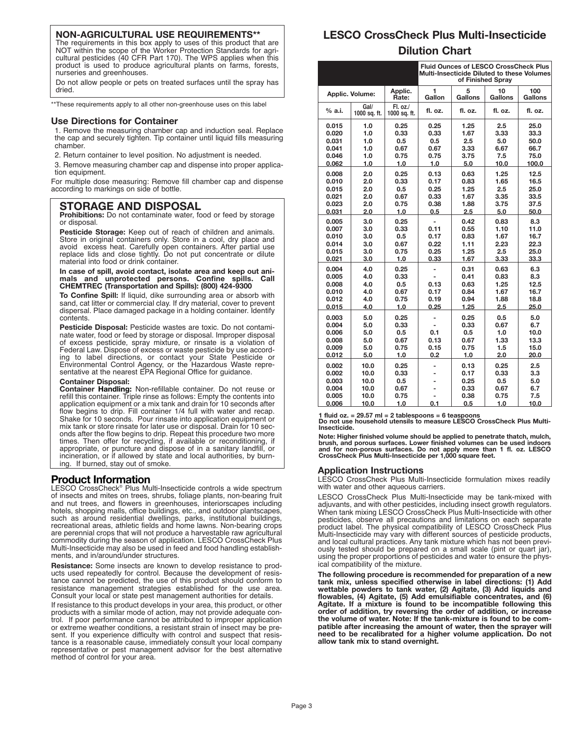## NON-AGRICULTURAL USE REQUIREMENTS**

The requirements in this box apply to uses of this product that are NOT within the scope of the Worker Protection Standards for agricultural pesticides (40 CFR Part 170). The WPS applies when this product is used to produce agricultural plants on farms, forests, nurseries and greenhouses.

Do not allow people or pets on treated surfaces until the spray has dried.

**These requirements apply to all other non-greenhouse uses on this label

### Use Directions for Container

1. Remove the measuring chamber cap and induction seal. Replace the cap and securely tighten. Tip container until liquid fills measuring chamber.
2. Return container to level position. No adjustment is needed.
3. Remove measuring chamber cap and dispense into proper application equipment.

For multiple dose measuring: Remove fill chamber cap and dispense according to markings on side of bottle.

## STORAGE AND DISPOSAL

**Prohibitions:** Do not contaminate water, food or feed by storage or disposal.

**Pesticide Storage:** Keep out of reach of children and animals. Store in original containers only. Store in a cool, dry place and avoid excess heat. Carefully open containers. After partial use replace lids and close tightly. Do not put concentrate or dilute material into food or drink container.

**In case of spill, avoid contact, isolate area and keep out animals and unprotected persons. Confine spills. Call CHEMTREC (Transportation and Spills): (800) 424-9300**

**To Confine Spill:** If liquid, dike surrounding area or absorb with sand, cat litter or commercial clay. If dry material, cover to prevent dispersal. Place damaged package in a holding container. Identify contents.

**Pesticide Disposal:** Pesticide wastes are toxic. Do not contaminate water, food or feed by storage or disposal. Improper disposal of excess pesticide, spray mixture, or rinsate is a violation of Federal Law. Dispose of excess or waste pesticide by use according to label directions, or contact your State Pesticide or Environmental Control Agency, or the Hazardous Waste representative at the nearest EPA Regional Office for guidance.

**Container Disposal:**

**Container Handling:** Non-refillable container. Do not reuse or refill this container. Triple rinse as follows: Empty the contents into application equipment or a mix tank and drain for 10 seconds after flow begins to drip. Fill container 1/4 full with water and recap. Shake for 10 seconds. Pour rinsate into application equipment or mix tank or store rinsate for later use or disposal. Drain for 10 seconds after the flow begins to drip. Repeat this procedure two more times. Then offer for recycling, if available or reconditioning, if appropriate, or puncture and dispose of in a sanitary landfill, or incineration, or if allowed by state and local authorities, by burning. If burned, stay out of smoke.

## Product Information

LESCO CrossCheck® Plus Multi-Insecticide controls a wide spectrum of insects and mites on trees, shrubs, foliage plants, non-bearing fruit and nut trees, and flowers in greenhouses, interiorscapes including hotels, shopping malls, office buildings, etc., and outdoor plantscapes, such as around residential dwellings, parks, institutional buildings, recreational areas, athletic fields and home lawns. Non-bearing crops are perennial crops that will not produce a harvestable raw agricultural commodity during the season of application. LESCO CrossCheck Plus Multi-Insecticide may also be used in feed and food handling establishments, and in/around/under structures.

**Resistance:** Some insects are known to develop resistance to products used repeatedly for control. Because the development of resistance cannot be predicted, the use of this product should conform to resistance management strategies established for the use area. Consult your local or state pest management authorities for details.

If resistance to this product develops in your area, this product, or other products with a similar mode of action, may not provide adequate control. If poor performance cannot be attributed to improper application or extreme weather conditions, a resistant strain of insect may be present. If you experience difficulty with control and suspect that resistance is a reasonable cause, immediately consult your local company representative or pest management advisor for the best alternative method of control for your area.

## LESCO CrossCheck Plus Multi-Insecticide Dilution Chart

| | | | Fluid Ounces of LESCO CrossCheck Plus Multi-Insecticide Diluted to these Volumes of Finished Spray | | | |
|---|---|---|---|---|---|---|
| Applic. Volume: | | Applic. Rate: | 1 Gallon | 5 Gallons | 10 Gallons | 100 Gallons |
| % a.i. | Gal/ 1000 sq. ft. | Fl. oz./ 1000 sq. ft. | fl. oz. | fl. oz. | fl. oz. | fl. oz. |
| 0.015 | 1.0 | 0.25 | 0.25 | 1.25 | 2.5 | 25.0 |
| 0.020 | 1.0 | 0.33 | 0.33 | 1.67 | 3.33 | 33.3 |
| 0.031 | 1.0 | 0.5 | 0.5 | 2.5 | 5.0 | 50.0 |
| 0.041 | 1.0 | 0.67 | 0.67 | 3.33 | 6.67 | 66.7 |
| 0.046 | 1.0 | 0.75 | 0.75 | 3.75 | 7.5 | 75.0 |
| 0.062 | 1.0 | 1.0 | 1.0 | 5.0 | 10.0 | 100.0 |
| 0.008 | 2.0 | 0.25 | 0.13 | 0.63 | 1.25 | 12.5 |
| 0.010 | 2.0 | 0.33 | 0.17 | 0.83 | 1.65 | 16.5 |
| 0.015 | 2.0 | 0.5 | 0.25 | 1.25 | 2.5 | 25.0 |
| 0.021 | 2.0 | 0.67 | 0.33 | 1.67 | 3.35 | 33.5 |
| 0.023 | 2.0 | 0.75 | 0.38 | 1.88 | 3.75 | 37.5 |
| 0.031 | 2.0 | 1.0 | 0.5 | 2.5 | 5.0 | 50.0 |
| 0.005 | 3.0 | 0.25 | - | 0.42 | 0.83 | 8.3 |
| 0.007 | 3.0 | 0.33 | 0.11 | 0.55 | 1.10 | 11.0 |
| 0.010 | 3.0 | 0.5 | 0.17 | 0.83 | 1.67 | 16.7 |
| 0.014 | 3.0 | 0.67 | 0.22 | 1.11 | 2.23 | 22.3 |
| 0.015 | 3.0 | 0.75 | 0.25 | 1.25 | 2.5 | 25.0 |
| 0.021 | 3.0 | 1.0 | 0.33 | 1.67 | 3.33 | 33.3 |
| 0.004 | 4.0 | 0.25 | - | 0.31 | 0.63 | 6.3 |
| 0.005 | 4.0 | 0.33 | - | 0.41 | 0.83 | 8.3 |
| 0.008 | 4.0 | 0.5 | 0.13 | 0.63 | 1.25 | 12.5 |
| 0.010 | 4.0 | 0.67 | 0.17 | 0.84 | 1.67 | 16.7 |
| 0.012 | 4.0 | 0.75 | 0.19 | 0.94 | 1.88 | 18.8 |
| 0.015 | 4.0 | 1.0 | 0.25 | 1.25 | 2.5 | 25.0 |
| 0.003 | 5.0 | 0.25 | - | 0.25 | 0.5 | 5.0 |
| 0.004 | 5.0 | 0.33 | - | 0.33 | 0.67 | 6.7 |
| 0.006 | 5.0 | 0.5 | 0.1 | 0.5 | 1.0 | 10.0 |
| 0.008 | 5.0 | 0.67 | 0.13 | 0.67 | 1.33 | 13.3 |
| 0.009 | 5.0 | 0.75 | 0.15 | 0.75 | 1.5 | 15.0 |
| 0.012 | 5.0 | 1.0 | 0.2 | 1.0 | 2.0 | 20.0 |
| 0.002 | 10.0 | 0.25 | - | 0.13 | 0.25 | 2.5 |
| 0.002 | 10.0 | 0.33 | - | 0.17 | 0.33 | 3.3 |
| 0.003 | 10.0 | 0.5 | - | 0.25 | 0.5 | 5.0 |
| 0.004 | 10.0 | 0.67 | - | 0.33 | 0.67 | 6.7 |
| 0.005 | 10.0 | 0.75 | - | 0.38 | 0.75 | 7.5 |
| 0.006 | 10.0 | 1.0 | 0.1 | 0.5 | 1.0 | 10.0 |

**1 fluid oz. = 29.57 ml = 2 tablespoons = 6 teaspoons**
**Do not use household utensils to measure LESCO CrossCheck Plus Multi-Insecticide.**

**Note: Higher finished volume should be applied to penetrate thatch, mulch, brush, and porous surfaces. Lower finished volumes can be used indoors and for non-porous surfaces. Do not apply more than 1 fl. oz. LESCO CrossCheck Plus Multi-Insecticide per 1,000 square feet.**

### Application Instructions

LESCO CrossCheck Plus Multi-Insecticide formulation mixes readily with water and other aqueous carriers.

LESCO CrossCheck Plus Multi-Insecticide may be tank-mixed with adjuvants, and with other pesticides, including insect growth regulators. When tank mixing LESCO CrossCheck Plus Multi-Insecticide with other pesticides, observe all precautions and limitations on each separate product label. The physical compatibility of LESCO CrossCheck Plus Multi-Insecticide may vary with different sources of pesticide products, and local cultural practices. Any tank mixture which has not been previously tested should be prepared on a small scale (pint or quart jar), using the proper proportions of pesticides and water to ensure the physical compatibility of the mixture.

**The following procedure is recommended for preparation of a new tank mix, unless specified otherwise in label directions: (1) Add wettable powders to tank water, (2) Agitate, (3) Add liquids and flowables, (4) Agitate, (5) Add emulsifiable concentrates, and (6) Agitate. If a mixture is found to be incompatible following this order of addition, try reversing the order of addition, or increase the volume of water. Note: If the tank-mixture is found to be compatible after increasing the amount of water, then the sprayer will need to be recalibrated for a higher volume application. Do not allow tank mix to stand overnight.**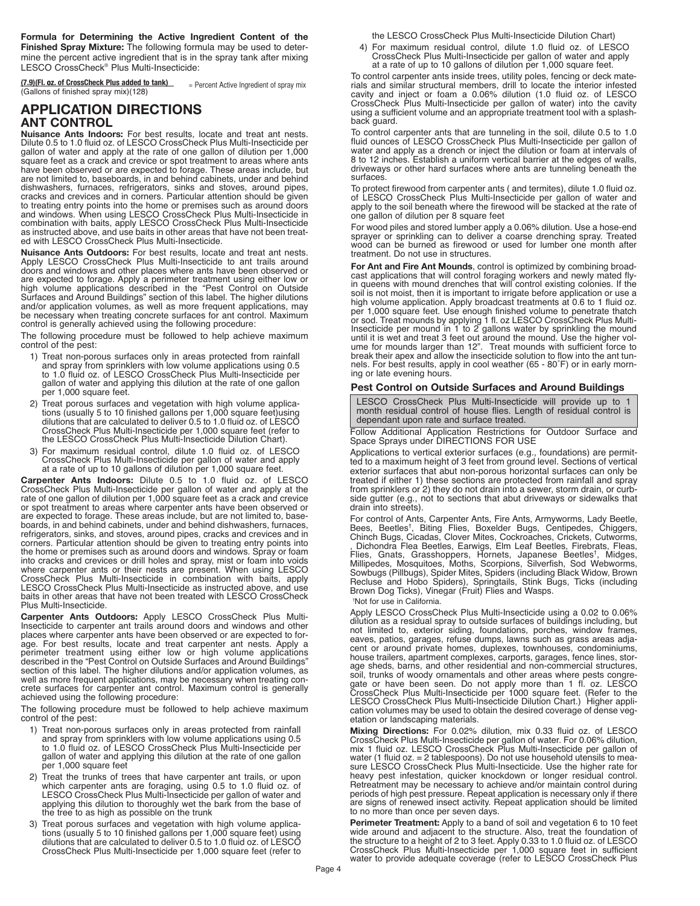**Formula for Determining the Active Ingredient Content of the Finished Spray Mixture:** The following formula may be used to determine the percent active ingredient that is in the spray tank after mixing LESCO CrossCheck® Plus Multi-Insecticide:

$$\frac{(7.9)(\text{Fl. oz. of CrossCheck Plus added to tank})}{(\text{Gallons of finished spray mix})(128)} = \text{Percent Active Ingredient of spray mix}$$

# APPLICATION DIRECTIONS

## ANT CONTROL

**Nuisance Ants Indoors:** For best results, locate and treat ant nests. Dilute 0.5 to 1.0 fluid oz. of LESCO CrossCheck Plus Multi-Insecticide per gallon of water and apply at the rate of one gallon of dilution per 1,000 square feet as a crack and crevice or spot treatment to areas where ants have been observed or are expected to forage. These areas include, but are not limited to, baseboards, in and behind cabinets, under and behind dishwashers, furnaces, refrigerators, sinks and stoves, around pipes, cracks and crevices and in corners. Particular attention should be given to treating entry points into the home or premises such as around doors and windows. When using LESCO CrossCheck Plus Multi-Insecticide in combination with baits, apply LESCO CrossCheck Plus Multi-Insecticide as instructed above, and use baits in other areas that have not been treated with LESCO CrossCheck Plus Multi-Insecticide.

**Nuisance Ants Outdoors:** For best results, locate and treat ant nests. Apply LESCO CrossCheck Plus Multi-Insecticide to ant trails around doors and windows and other places where ants have been observed or are expected to forage. Apply a perimeter treatment using either low or high volume applications described in the "Pest Control on Outside Surfaces and Around Buildings" section of this label. The higher dilutions and/or application volumes, as well as more frequent applications, may be necessary when treating concrete surfaces for ant control. Maximum control is generally achieved using the following procedure:

The following procedure must be followed to help achieve maximum control of the pest:

1) Treat non-porous surfaces only in areas protected from rainfall and spray from sprinklers with low volume applications using 0.5 to 1.0 fluid oz. of LESCO CrossCheck Plus Multi-Insecticide per gallon of water and applying this dilution at the rate of one gallon per 1,000 square feet.
2) Treat porous surfaces and vegetation with high volume applications (usually 5 to 10 finished gallons per 1,000 square feet)using dilutions that are calculated to deliver 0.5 to 1.0 fluid oz. of LESCO CrossCheck Plus Multi-Insecticide per 1,000 square feet (refer to the LESCO CrossCheck Plus Multi-Insecticide Dilution Chart).
3) For maximum residual control, dilute 1.0 fluid oz. of LESCO CrossCheck Plus Multi-Insecticide per gallon of water and apply at a rate of up to 10 gallons of dilution per 1,000 square feet.

**Carpenter Ants Indoors:** Dilute 0.5 to 1.0 fluid oz. of LESCO CrossCheck Plus Multi-Insecticide per gallon of water and apply at the rate of one gallon of dilution per 1,000 square feet as a crack and crevice or spot treatment to areas where carpenter ants have been observed or are expected to forage. These areas include, but are not limited to, baseboards, in and behind cabinets, under and behind dishwashers, furnaces, refrigerators, sinks, and stoves, around pipes, cracks and crevices and in corners. Particular attention should be given to treating entry points into the home or premises such as around doors and windows. Spray or foam into cracks and crevices or drill holes and spray, mist or foam into voids where carpenter ants or their nests are present. When using LESCO CrossCheck Plus Multi-Insecticide in combination with baits, apply LESCO CrossCheck Plus Multi-Insecticide as instructed above, and use baits in other areas that have not been treated with LESCO CrossCheck Plus Multi-Insecticide.

**Carpenter Ants Outdoors:** Apply LESCO CrossCheck Plus Multi-Insecticide to carpenter ant trails around doors and windows and other places where carpenter ants have been observed or are expected to forage. For best results, locate and treat carpenter ant nests. Apply a perimeter treatment using either low or high volume applications described in the "Pest Control on Outside Surfaces and Around Buildings" section of this label. The higher dilutions and/or application volumes, as well as more frequent applications, may be necessary when treating concrete surfaces for carpenter ant control. Maximum control is generally achieved using the following procedure:

The following procedure must be followed to help achieve maximum control of the pest:

1) Treat non-porous surfaces only in areas protected from rainfall and spray from sprinklers with low volume applications using 0.5 to 1.0 fluid oz. of LESCO CrossCheck Plus Multi-Insecticide per gallon of water and applying this dilution at the rate of one gallon per 1,000 square feet
2) Treat the trunks of trees that have carpenter ant trails, or upon which carpenter ants are foraging, using 0.5 to 1.0 fluid oz. of LESCO CrossCheck Plus Multi-Insecticide per gallon of water and applying this dilution to thoroughly wet the bark from the base of the tree to as high as possible on the trunk
3) Treat porous surfaces and vegetation with high volume applications (usually 5 to 10 finished gallons per 1,000 square feet) using dilutions that are calculated to deliver 0.5 to 1.0 fluid oz. of LESCO CrossCheck Plus Multi-Insecticide per 1,000 square feet (refer to the LESCO CrossCheck Plus Multi-Insecticide Dilution Chart)
4) For maximum residual control, dilute 1.0 fluid oz. of LESCO CrossCheck Plus Multi-Insecticide per gallon of water and apply at a rate of up to 10 gallons of dilution per 1,000 square feet.

To control carpenter ants inside trees, utility poles, fencing or deck materials and similar structural members, drill to locate the interior infested cavity and inject or foam a 0.06% dilution (1.0 fluid oz. of LESCO CrossCheck Plus Multi-Insecticide per gallon of water) into the cavity using a sufficient volume and an appropriate treatment tool with a splash-back guard.

To control carpenter ants that are tunneling in the soil, dilute 0.5 to 1.0 fluid ounces of LESCO CrossCheck Plus Multi-Insecticide per gallon of water and apply as a drench or inject the dilution or foam at intervals of 8 to 12 inches. Establish a uniform vertical barrier at the edges of walls, driveways or other hard surfaces where ants are tunneling beneath the surfaces.

To protect firewood from carpenter ants ( and termites), dilute 1.0 fluid oz. of LESCO CrossCheck Plus Multi-Insecticide per gallon of water and apply to the soil beneath where the firewood will be stacked at the rate of one gallon of dilution per 8 square feet

For wood piles and stored lumber apply a 0.06% dilution. Use a hose-end sprayer or sprinkling can to deliver a coarse drenching spray. Treated wood can be burned as firewood or used for lumber one month after treatment. Do not use in structures.

**For Ant and Fire Ant Mounds**, control is optimized by combining broadcast applications that will control foraging workers and newly mated flying queens with mound drenches that will control existing colonies. If the soil is not moist, then it is important to irrigate before application or use a high volume application. Apply broadcast treatments at 0.6 to 1 fluid oz. per 1,000 square feet. Use enough finished volume to penetrate thatch or sod. Treat mounds by applying 1 fl. oz LESCO CrossCheck Plus Multi-Insecticide per mound in 1 to 2 gallons water by sprinkling the mound until it is wet and treat 3 feet out around the mound. Use the higher volume for mounds larger than 12". Treat mounds with sufficient force to break their apex and allow the insecticide solution to flow into the ant tunnels. For best results, apply in cool weather (65 - 80°F) or in early morning or late evening hours.

### Pest Control on Outside Surfaces and Around Buildings

LESCO CrossCheck Plus Multi-Insecticide will provide up to 1 month residual control of house flies. Length of residual control is dependant upon rate and surface treated.

Follow Additional Application Restrictions for Outdoor Surface and Space Sprays under DIRECTIONS FOR USE

Applications to vertical exterior surfaces (e.g., foundations) are permitted to a maximum height of 3 feet from ground level. Sections of vertical exterior surfaces that abut non-porous horizontal surfaces can only be treated if either 1) these sections are protected from rainfall and spray from sprinklers or 2) they do not drain into a sewer, storm drain, or curbside gutter (e.g., not to sections that abut driveways or sidewalks that drain into streets).

For control of Ants, Carpenter Ants, Fire Ants, Armyworms, Lady Beetle, Bees, Beetles[†], Biting Flies, Boxelder Bugs, Centipedes, Chiggers, Chinch Bugs, Cicadas, Clover Mites, Cockroaches, Crickets, Cutworms, , Dichondra Flea Beetles, Earwigs, Elm Leaf Beetles, Firebrats, Fleas, Flies, Gnats, Grasshoppers, Hornets, Japanese Beetles[†], Midges, Millipedes, Mosquitoes, Moths, Scorpions, Silverfish, Sod Webworms, Sowbugs (Pillbugs), Spider Mites, Spiders (including Black Widow, Brown Recluse and Hobo Spiders), Springtails, Stink Bugs, Ticks (including Brown Dog Ticks), Vinegar (Fruit) Flies and Wasps.

[†]Not for use in California.

Apply LESCO CrossCheck Plus Multi-Insecticide using a 0.02 to 0.06% dilution as a residual spray to outside surfaces of buildings including, but not limited to, exterior siding, foundations, porches, window frames, eaves, patios, garages, refuse dumps, lawns such as grass areas adjacent or around private homes, duplexes, townhouses, condominiums, house trailers, apartment complexes, carports, garages, fence lines, storage sheds, barns, and other residential and non-commercial structures, soil, trunks of woody ornamentals and other areas where pests congregate or have been seen. Do not apply more than 1 fl. oz. LESCO CrossCheck Plus Multi-Insecticide per 1000 square feet. (Refer to the LESCO CrossCheck Plus Multi-Insecticide Dilution Chart.) Higher application volumes may be used to obtain the desired coverage of dense vegetation or landscaping materials.

**Mixing Directions:** For 0.02% dilution, mix 0.33 fluid oz. of LESCO CrossCheck Plus Multi-Insecticide per gallon of water. For 0.06% dilution, mix 1 fluid oz. LESCO CrossCheck Plus Multi-Insecticide per gallon of water (1 fluid oz. = 2 tablespoons). Do not use household utensils to measure LESCO CrossCheck Plus Multi-Insecticide. Use the higher rate for heavy pest infestation, quicker knockdown or longer residual control. Retreatment may be necessary to achieve and/or maintain control during periods of high pest pressure. Repeat application is necessary only if there are signs of renewed insect activity. Repeat application should be limited to no more than once per seven days.

**Perimeter Treatment:** Apply to a band of soil and vegetation 6 to 10 feet wide around and adjacent to the structure. Also, treat the foundation of the structure to a height of 2 to 3 feet. Apply 0.33 to 1.0 fluid oz. of LESCO CrossCheck Plus Multi-Insecticide per 1,000 square feet in sufficient water to provide adequate coverage (refer to LESCO CrossCheck Plus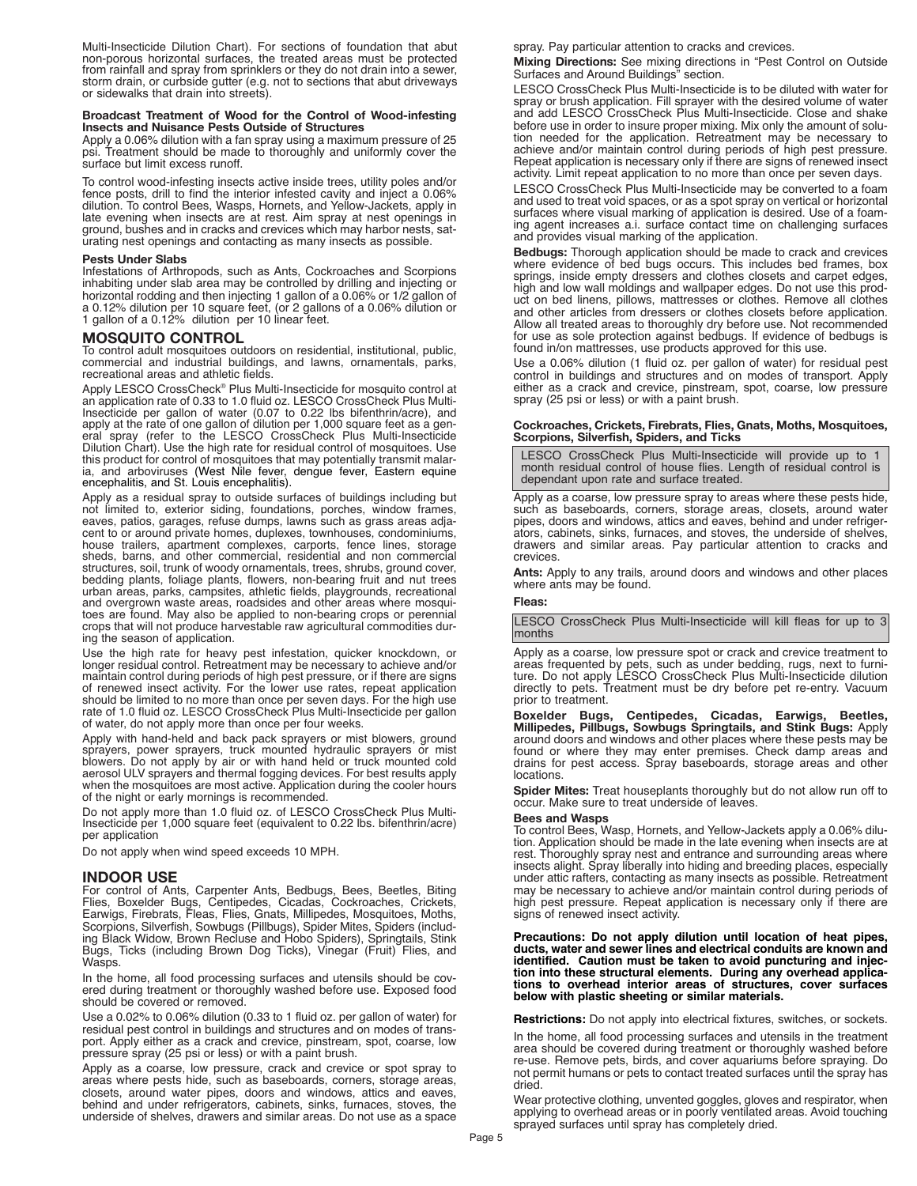Multi-Insecticide Dilution Chart). For sections of foundation that abut non-porous horizontal surfaces, the treated areas must be protected from rainfall and spray from sprinklers or they do not drain into a sewer, storm drain, or curbside gutter (e.g. not to sections that abut driveways or sidewalks that drain into streets).

**Broadcast Treatment of Wood for the Control of Wood-infesting Insects and Nuisance Pests Outside of Structures**

Apply a 0.06% dilution with a fan spray using a maximum pressure of 25 psi. Treatment should be made to thoroughly and uniformly cover the surface but limit excess runoff.

To control wood-infesting insects active inside trees, utility poles and/or fence posts, drill to find the interior infested cavity and inject a 0.06% dilution. To control Bees, Wasps, Hornets, and Yellow-Jackets, apply in late evening when insects are at rest. Aim spray at nest openings in ground, bushes and in cracks and crevices which may harbor nests, saturating nest openings and contacting as many insects as possible.

**Pests Under Slabs**

Infestations of Arthropods, such as Ants, Cockroaches and Scorpions inhabiting under slab area may be controlled by drilling and injecting or horizontal rodding and then injecting 1 gallon of a 0.06% or 1/2 gallon of a 0.12% dilution per 10 square feet, (or 2 gallons of a 0.06% dilution or 1 gallon of a 0.12% dilution per 10 linear feet.

## MOSQUITO CONTROL

To control adult mosquitoes outdoors on residential, institutional, public, commercial and industrial buildings, and lawns, ornamentals, parks, recreational areas and athletic fields.

Apply LESCO CrossCheck® Plus Multi-Insecticide for mosquito control at an application rate of 0.33 to 1.0 fluid oz. LESCO CrossCheck Plus Multi-Insecticide per gallon of water (0.07 to 0.22 lbs bifenthrin/acre), and apply at the rate of one gallon of dilution per 1,000 square feet as a general spray (refer to the LESCO CrossCheck Plus Multi-Insecticide Dilution Chart). Use the high rate for residual control of mosquitoes. Use this product for control of mosquitoes that may potentially transmit malaria, and arboviruses (West Nile fever, dengue fever, Eastern equine encephalitis, and St. Louis encephalitis).

Apply as a residual spray to outside surfaces of buildings including but not limited to, exterior siding, foundations, porches, window frames, eaves, patios, garages, refuse dumps, lawns such as grass areas adjacent to or around private homes, duplexes, townhouses, condominiums, house trailers, apartment complexes, carports, fence lines, storage sheds, barns, and other commercial, residential and non commercial structures, soil, trunk of woody ornamentals, trees, shrubs, ground cover, bedding plants, foliage plants, flowers, non-bearing fruit and nut trees urban areas, parks, campsites, athletic fields, playgrounds, recreational and overgrown waste areas, roadsides and other areas where mosquitoes are found. May also be applied to non-bearing crops or perennial crops that will not produce harvestable raw agricultural commodities during the season of application.

Use the high rate for heavy pest infestation, quicker knockdown, or longer residual control. Retreatment may be necessary to achieve and/or maintain control during periods of high pest pressure, or if there are signs of renewed insect activity. For the lower use rates, repeat application should be limited to no more than once per seven days. For the high use rate of 1.0 fluid oz. LESCO CrossCheck Plus Multi-Insecticide per gallon of water, do not apply more than once per four weeks.

Apply with hand-held and back pack sprayers or mist blowers, ground sprayers, power sprayers, truck mounted hydraulic sprayers or mist blowers. Do not apply by air or with hand held or truck mounted cold aerosol ULV sprayers and thermal fogging devices. For best results apply when the mosquitoes are most active. Application during the cooler hours of the night or early mornings is recommended.

Do not apply more than 1.0 fluid oz. of LESCO CrossCheck Plus Multi-Insecticide per 1,000 square feet (equivalent to 0.22 lbs. bifenthrin/acre) per application

Do not apply when wind speed exceeds 10 MPH.

## INDOOR USE

For control of Ants, Carpenter Ants, Bedbugs, Bees, Beetles, Biting Flies, Boxelder Bugs, Centipedes, Cicadas, Cockroaches, Crickets, Earwigs, Firebrats, Fleas, Flies, Gnats, Millipedes, Mosquitoes, Moths, Scorpions, Silverfish, Sowbugs (Pillbugs), Spider Mites, Spiders (including Black Widow, Brown Recluse and Hobo Spiders), Springtails, Stink Bugs, Ticks (including Brown Dog Ticks), Vinegar (Fruit) Flies, and Wasps.

In the home, all food processing surfaces and utensils should be covered during treatment or thoroughly washed before use. Exposed food should be covered or removed.

Use a 0.02% to 0.06% dilution (0.33 to 1 fluid oz. per gallon of water) for residual pest control in buildings and structures and on modes of transport. Apply either as a crack and crevice, pinstream, spot, coarse, low pressure spray (25 psi or less) or with a paint brush.

Apply as a coarse, low pressure, crack and crevice or spot spray to areas where pests hide, such as baseboards, corners, storage areas, closets, around water pipes, doors and windows, attics and eaves, behind and under refrigerators, cabinets, sinks, furnaces, stoves, the underside of shelves, drawers and similar areas. Do not use as a space spray. Pay particular attention to cracks and crevices.

**Mixing Directions:** See mixing directions in "Pest Control on Outside Surfaces and Around Buildings" section.

LESCO CrossCheck Plus Multi-Insecticide is to be diluted with water for spray or brush application. Fill sprayer with the desired volume of water and add LESCO CrossCheck Plus Multi-Insecticide. Close and shake before use in order to insure proper mixing. Mix only the amount of solution needed for the application. Retreatment may be necessary to achieve and/or maintain control during periods of high pest pressure. Repeat application is necessary only if there are signs of renewed insect activity. Limit repeat application to no more than once per seven days.

LESCO CrossCheck Plus Multi-Insecticide may be converted to a foam and used to treat void spaces, or as a spot spray on vertical or horizontal surfaces where visual marking of application is desired. Use of a foaming agent increases a.i. surface contact time on challenging surfaces and provides visual marking of the application.

**Bedbugs:** Thorough application should be made to crack and crevices where evidence of bed bugs occurs. This includes bed frames, box springs, inside empty dressers and clothes closets and carpet edges, high and low wall moldings and wallpaper edges. Do not use this product on bed linens, pillows, mattresses or clothes. Remove all clothes and other articles from dressers or clothes closets before application. Allow all treated areas to thoroughly dry before use. Not recommended for use as sole protection against bedbugs. If evidence of bedbugs is found in/on mattresses, use products approved for this use.

Use a 0.06% dilution (1 fluid oz. per gallon of water) for residual pest control in buildings and structures and on modes of transport. Apply either as a crack and crevice, pinstream, spot, coarse, low pressure spray (25 psi or less) or with a paint brush.

**Cockroaches, Crickets, Firebrats, Flies, Gnats, Moths, Mosquitoes, Scorpions, Silverfish, Spiders, and Ticks**

LESCO CrossCheck Plus Multi-Insecticide will provide up to 1 month residual control of house flies. Length of residual control is dependant upon rate and surface treated.

Apply as a coarse, low pressure spray to areas where these pests hide, such as baseboards, corners, storage areas, closets, around water pipes, doors and windows, attics and eaves, behind and under refrigerators, cabinets, sinks, furnaces, and stoves, the underside of shelves, drawers and similar areas. Pay particular attention to cracks and crevices.

**Ants:** Apply to any trails, around doors and windows and other places where ants may be found.

**Fleas:**

LESCO CrossCheck Plus Multi-Insecticide will kill fleas for up to 3 months

Apply as a coarse, low pressure spot or crack and crevice treatment to areas frequented by pets, such as under bedding, rugs, next to furniture. Do not apply LESCO CrossCheck Plus Multi-Insecticide dilution directly to pets. Treatment must be dry before pet re-entry. Vacuum prior to treatment.

**Boxelder Bugs, Centipedes, Cicadas, Earwigs, Beetles, Millipedes, Pillbugs, Sowbugs Springtails, and Stink Bugs:** Apply around doors and windows and other places where these pests may be found or where they may enter premises. Check damp areas and drains for pest access. Spray baseboards, storage areas and other locations.

**Spider Mites:** Treat houseplants thoroughly but do not allow run off to occur. Make sure to treat underside of leaves.

**Bees and Wasps**

To control Bees, Wasp, Hornets, and Yellow-Jackets apply a 0.06% dilution. Application should be made in the late evening when insects are at rest. Thoroughly spray nest and entrance and surrounding areas where insects alight. Spray liberally into hiding and breeding places, especially under attic rafters, contacting as many insects as possible. Retreatment may be necessary to achieve and/or maintain control during periods of high pest pressure. Repeat application is necessary only if there are signs of renewed insect activity.

**Precautions: Do not apply dilution until location of heat pipes, ducts, water and sewer lines and electrical conduits are known and identified. Caution must be taken to avoid puncturing and injection into these structural elements. During any overhead applications to overhead interior areas of structures, cover surfaces below with plastic sheeting or similar materials.**

**Restrictions:** Do not apply into electrical fixtures, switches, or sockets.

In the home, all food processing surfaces and utensils in the treatment area should be covered during treatment or thoroughly washed before re-use. Remove pets, birds, and cover aquariums before spraying. Do not permit humans or pets to contact treated surfaces until the spray has dried.

Wear protective clothing, unvented goggles, gloves and respirator, when applying to overhead areas or in poorly ventilated areas. Avoid touching sprayed surfaces until spray has completely dried.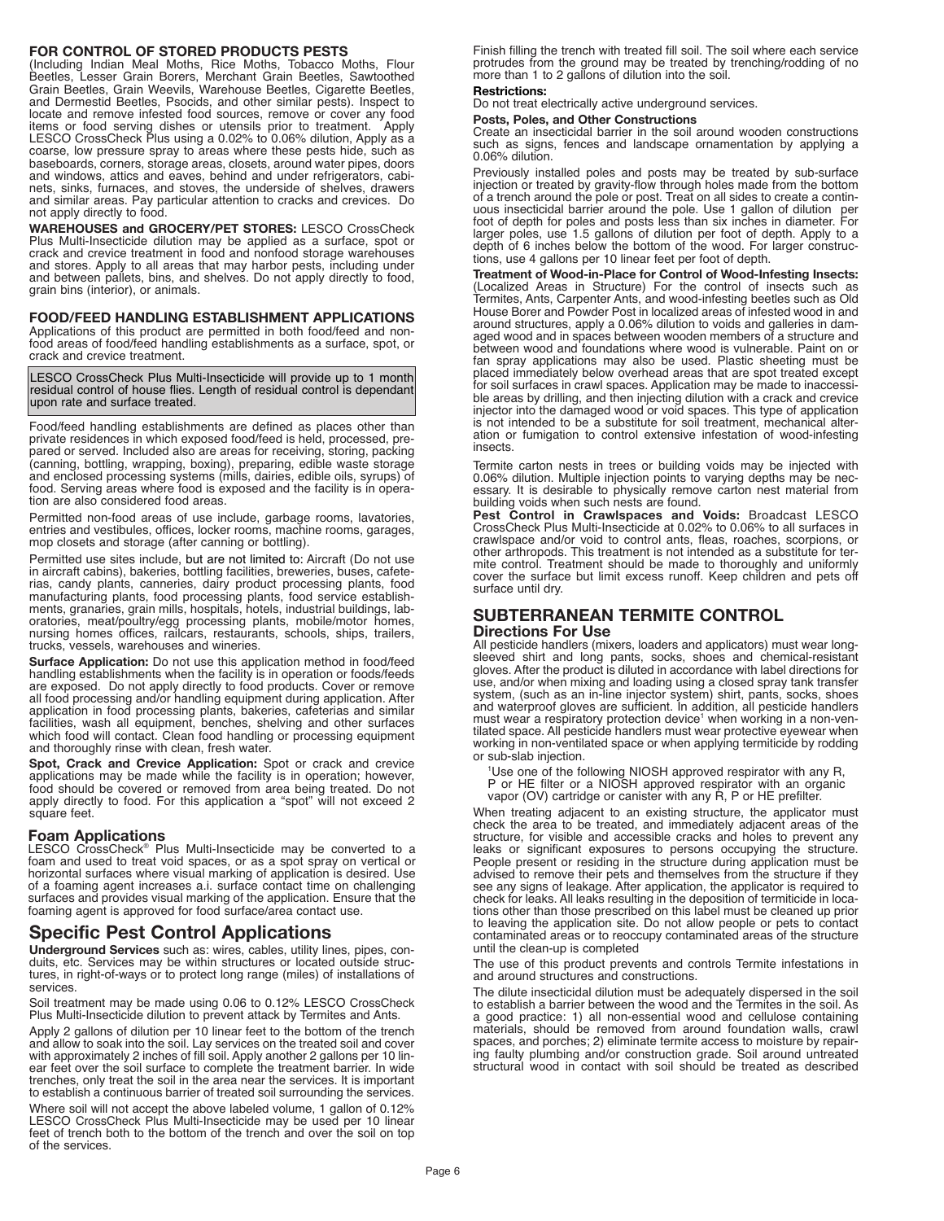### FOR CONTROL OF STORED PRODUCTS PESTS

(Including Indian Meal Moths, Rice Moths, Tobacco Moths, Flour Beetles, Lesser Grain Borers, Merchant Grain Beetles, Sawtoothed Grain Beetles, Grain Weevils, Warehouse Beetles, Cigarette Beetles, and Dermestid Beetles, Psocids, and other similar pests). Inspect to locate and remove infested food sources, remove or cover any food items or food serving dishes or utensils prior to treatment. Apply LESCO CrossCheck Plus using a 0.02% to 0.06% dilution, Apply as a coarse, low pressure spray to areas where these pests hide, such as baseboards, corners, storage areas, closets, around water pipes, doors and windows, attics and eaves, behind and under refrigerators, cabinets, sinks, furnaces, and stoves, the underside of shelves, drawers and similar areas. Pay particular attention to cracks and crevices. Do not apply directly to food.

**WAREHOUSES and GROCERY/PET STORES:** LESCO CrossCheck Plus Multi-Insecticide dilution may be applied as a surface, spot or crack and crevice treatment in food and nonfood storage warehouses and stores. Apply to all areas that may harbor pests, including under and between pallets, bins, and shelves. Do not apply directly to food, grain bins (interior), or animals.

### FOOD/FEED HANDLING ESTABLISHMENT APPLICATIONS

Applications of this product are permitted in both food/feed and non-food areas of food/feed handling establishments as a surface, spot, or crack and crevice treatment.

LESCO CrossCheck Plus Multi-Insecticide will provide up to 1 month residual control of house flies. Length of residual control is dependant upon rate and surface treated.

Food/feed handling establishments are defined as places other than private residences in which exposed food/feed is held, processed, prepared or served. Included also are areas for receiving, storing, packing (canning, bottling, wrapping, boxing), preparing, edible waste storage and enclosed processing systems (mills, dairies, edible oils, syrups) of food. Serving areas where food is exposed and the facility is in operation are also considered food areas.

Permitted non-food areas of use include, garbage rooms, lavatories, entries and vestibules, offices, locker rooms, machine rooms, garages, mop closets and storage (after canning or bottling).

Permitted use sites include, but are not limited to: Aircraft (Do not use in aircraft cabins), bakeries, bottling facilities, breweries, buses, cafeterias, candy plants, canneries, dairy product processing plants, food manufacturing plants, food processing plants, food service establishments, granaries, grain mills, hospitals, hotels, industrial buildings, laboratories, meat/poultry/egg processing plants, mobile/motor homes, nursing homes offices, railcars, restaurants, schools, ships, trailers, trucks, vessels, warehouses and wineries.

**Surface Application:** Do not use this application method in food/feed handling establishments when the facility is in operation or foods/feeds are exposed. Do not apply directly to food products. Cover or remove all food processing and/or handling equipment during application. After application in food processing plants, bakeries, cafeterias and similar facilities, wash all equipment, benches, shelving and other surfaces which food will contact. Clean food handling or processing equipment and thoroughly rinse with clean, fresh water.

**Spot, Crack and Crevice Application:** Spot or crack and crevice applications may be made while the facility is in operation; however, food should be covered or removed from area being treated. Do not apply directly to food. For this application a "spot" will not exceed 2 square feet.

### Foam Applications

LESCO CrossCheck® Plus Multi-Insecticide may be converted to a foam and used to treat void spaces, or as a spot spray on vertical or horizontal surfaces where visual marking of application is desired. Use of a foaming agent increases a.i. surface contact time on challenging surfaces and provides visual marking of the application. Ensure that the foaming agent is approved for food surface/area contact use.

## Specific Pest Control Applications

**Underground Services** such as: wires, cables, utility lines, pipes, conduits, etc. Services may be within structures or located outside structures, in right-of-ways or to protect long range (miles) of installations of services.

Soil treatment may be made using 0.06 to 0.12% LESCO CrossCheck Plus Multi-Insecticide dilution to prevent attack by Termites and Ants.

Apply 2 gallons of dilution per 10 linear feet to the bottom of the trench and allow to soak into the soil. Lay services on the treated soil and cover with approximately 2 inches of fill soil. Apply another 2 gallons per 10 linear feet over the soil surface to complete the treatment barrier. In wide trenches, only treat the soil in the area near the services. It is important to establish a continuous barrier of treated soil surrounding the services.

Where soil will not accept the above labeled volume, 1 gallon of 0.12% LESCO CrossCheck Plus Multi-Insecticide may be used per 10 linear feet of trench both to the bottom of the trench and over the soil on top of the services.

Finish filling the trench with treated fill soil. The soil where each service protrudes from the ground may be treated by trenching/rodding of no more than 1 to 2 gallons of dilution into the soil.

**Restrictions:**

Do not treat electrically active underground services.

**Posts, Poles, and Other Constructions**

Create an insecticidal barrier in the soil around wooden constructions such as signs, fences and landscape ornamentation by applying a 0.06% dilution.

Previously installed poles and posts may be treated by sub-surface injection or treated by gravity-flow through holes made from the bottom of a trench around the pole or post. Treat on all sides to create a continuous insecticidal barrier around the pole. Use 1 gallon of dilution per foot of depth for poles and posts less than six inches in diameter. For larger poles, use 1.5 gallons of dilution per foot of depth. Apply to a depth of 6 inches below the bottom of the wood. For larger constructions, use 4 gallons per 10 linear feet per foot of depth.

**Treatment of Wood-in-Place for Control of Wood-Infesting Insects:** (Localized Areas in Structure) For the control of insects such as Termites, Ants, Carpenter Ants, and wood-infesting beetles such as Old House Borer and Powder Post in localized areas of infested wood in and around structures, apply a 0.06% dilution to voids and galleries in damaged wood and in spaces between wooden members of a structure and between wood and foundations where wood is vulnerable. Paint on or fan spray applications may also be used. Plastic sheeting must be placed immediately below overhead areas that are spot treated except for soil surfaces in crawl spaces. Application may be made to inaccessible areas by drilling, and then injecting dilution with a crack and crevice injector into the damaged wood or void spaces. This type of application is not intended to be a substitute for soil treatment, mechanical alteration or fumigation to control extensive infestation of wood-infesting insects.

Termite carton nests in trees or building voids may be injected with 0.06% dilution. Multiple injection points to varying depths may be necessary. It is desirable to physically remove carton nest material from building voids when such nests are found.

**Pest Control in Crawlspaces and Voids:** Broadcast LESCO CrossCheck Plus Multi-Insecticide at 0.02% to 0.06% to all surfaces in crawlspace and/or void to control ants, fleas, roaches, scorpions, or other arthropods. This treatment is not intended as a substitute for termite control. Treatment should be made to thoroughly and uniformly cover the surface but limit excess runoff. Keep children and pets off surface until dry.

## SUBTERRANEAN TERMITE CONTROL

### Directions For Use

All pesticide handlers (mixers, loaders and applicators) must wear long-sleeved shirt and long pants, socks, shoes and chemical-resistant gloves. After the product is diluted in accordance with label directions for use, and/or when mixing and loading using a closed spray tank transfer system, (such as an in-line injector system) shirt, pants, socks, shoes and waterproof gloves are sufficient. In addition, all pesticide handlers must wear a respiratory protection device[1] when working in a non-ventilated space. All pesticide handlers must wear protective eyewear when working in non-ventilated space or when applying termiticide by rodding or sub-slab injection.

[1]Use one of the following NIOSH approved respirator with any R, P or HE filter or a NIOSH approved respirator with an organic vapor (OV) cartridge or canister with any R, P or HE prefilter.

When treating adjacent to an existing structure, the applicator must check the area to be treated, and immediately adjacent areas of the structure, for visible and accessible cracks and holes to prevent any leaks or significant exposures to persons occupying the structure. People present or residing in the structure during application must be advised to remove their pets and themselves from the structure if they see any signs of leakage. After application, the applicator is required to check for leaks. All leaks resulting in the deposition of termiticide in locations other than those prescribed on this label must be cleaned up prior to leaving the application site. Do not allow people or pets to contact contaminated areas or to reoccupy contaminated areas of the structure until the clean-up is completed

The use of this product prevents and controls Termite infestations in and around structures and constructions.

The dilute insecticidal dilution must be adequately dispersed in the soil to establish a barrier between the wood and the Termites in the soil. As a good practice: 1) all non-essential wood and cellulose containing materials, should be removed from around foundation walls, crawl spaces, and porches; 2) eliminate termite access to moisture by repairing faulty plumbing and/or construction grade. Soil around untreated structural wood in contact with soil should be treated as described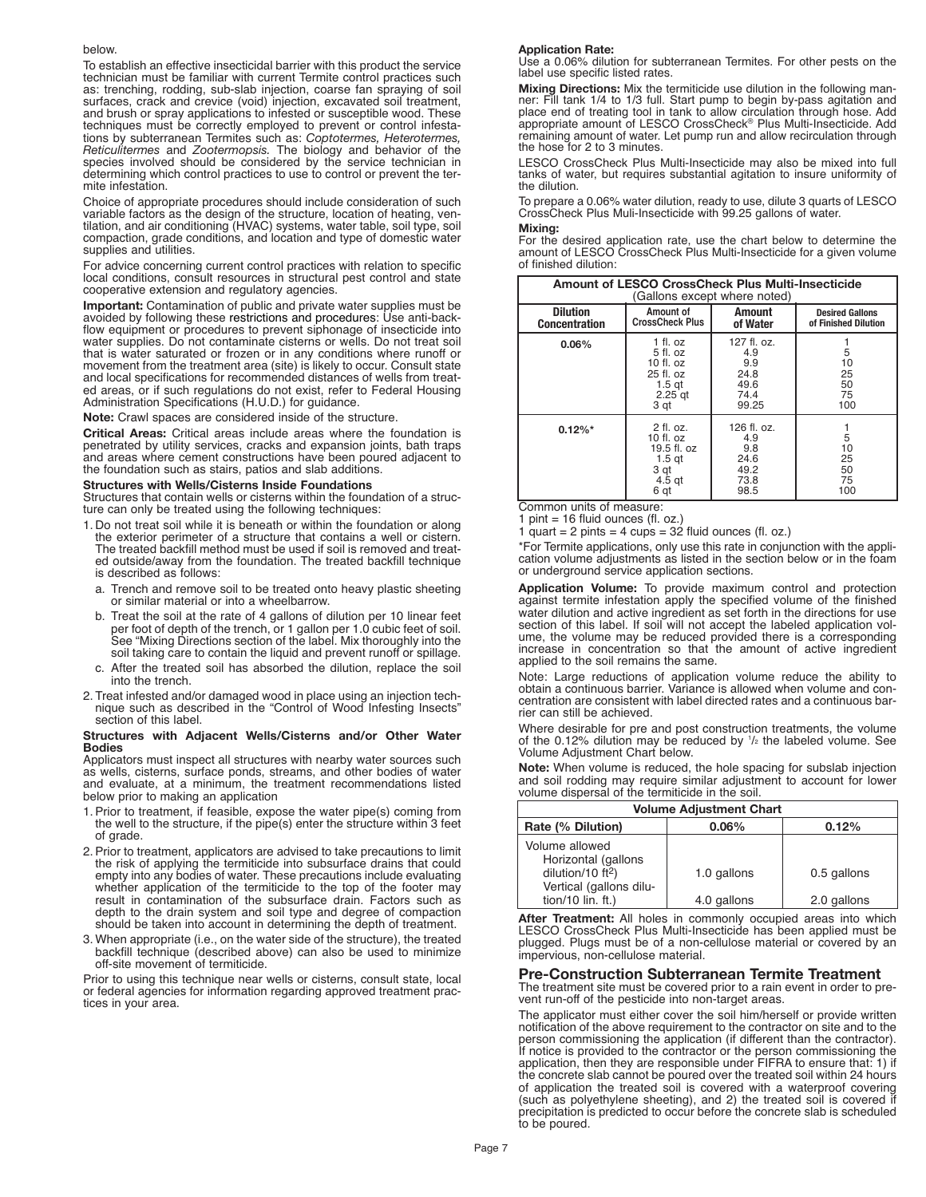below.

To establish an effective insecticidal barrier with this product the service technician must be familiar with current Termite control practices such as: trenching, rodding, sub-slab injection, coarse fan spraying of soil surfaces, crack and crevice (void) injection, excavated soil treatment, and brush or spray applications to infested or susceptible wood. These techniques must be correctly employed to prevent or control infestations by subterranean Termites such as: *Coptotermes, Heterotermes, Reticulitermes* and *Zootermopsis.* The biology and behavior of the species involved should be considered by the service technician in determining which control practices to use to control or prevent the termite infestation.

Choice of appropriate procedures should include consideration of such variable factors as the design of the structure, location of heating, ventilation, and air conditioning (HVAC) systems, water table, soil type, soil compaction, grade conditions, and location and type of domestic water supplies and utilities.

For advice concerning current control practices with relation to specific local conditions, consult resources in structural pest control and state cooperative extension and regulatory agencies.

**Important:** Contamination of public and private water supplies must be avoided by following these restrictions and procedures: Use anti-backflow equipment or procedures to prevent siphonage of insecticide into water supplies. Do not contaminate cisterns or wells. Do not treat soil that is water saturated or frozen or in any conditions where runoff or movement from the treatment area (site) is likely to occur. Consult state and local specifications for recommended distances of wells from treated areas, or if such regulations do not exist, refer to Federal Housing Administration Specifications (H.U.D.) for guidance.

**Note:** Crawl spaces are considered inside of the structure.

**Critical Areas:** Critical areas include areas where the foundation is penetrated by utility services, cracks and expansion joints, bath traps and areas where cement constructions have been poured adjacent to the foundation such as stairs, patios and slab additions.

#### Structures with Wells/Cisterns Inside Foundations

Structures that contain wells or cisterns within the foundation of a structure can only be treated using the following techniques:

1. Do not treat soil while it is beneath or within the foundation or along the exterior perimeter of a structure that contains a well or cistern. The treated backfill method must be used if soil is removed and treated outside/away from the foundation. The treated backfill technique is described as follows:
   a. Trench and remove soil to be treated onto heavy plastic sheeting or similar material or into a wheelbarrow.
   b. Treat the soil at the rate of 4 gallons of dilution per 10 linear feet per foot of depth of the trench, or 1 gallon per 1.0 cubic feet of soil. See "Mixing Directions section of the label. Mix thoroughly into the soil taking care to contain the liquid and prevent runoff or spillage.
   c. After the treated soil has absorbed the dilution, replace the soil into the trench.
2. Treat infested and/or damaged wood in place using an injection technique such as described in the "Control of Wood Infesting Insects" section of this label.

#### Structures with Adjacent Wells/Cisterns and/or Other Water Bodies

Applicators must inspect all structures with nearby water sources such as wells, cisterns, surface ponds, streams, and other bodies of water and evaluate, at a minimum, the treatment recommendations listed below prior to making an application

1. Prior to treatment, if feasible, expose the water pipe(s) coming from the well to the structure, if the pipe(s) enter the structure within 3 feet of grade.
2. Prior to treatment, applicators are advised to take precautions to limit the risk of applying the termiticide into subsurface drains that could empty into any bodies of water. These precautions include evaluating whether application of the termiticide to the top of the footer may result in contamination of the subsurface drain. Factors such as depth to the drain system and soil type and degree of compaction should be taken into account in determining the depth of treatment.
3. When appropriate (i.e., on the water side of the structure), the treated backfill technique (described above) can also be used to minimize off-site movement of termiticide.

Prior to using this technique near wells or cisterns, consult state, local or federal agencies for information regarding approved treatment practices in your area.

**Application Rate:**
Use a 0.06% dilution for subterranean Termites. For other pests on the label use specific listed rates.

**Mixing Directions:** Mix the termiticide use dilution in the following manner: Fill tank 1/4 to 1/3 full. Start pump to begin by-pass agitation and place end of treating tool in tank to allow circulation through hose. Add appropriate amount of LESCO CrossCheck® Plus Multi-Insecticide. Add remaining amount of water. Let pump run and allow recirculation through the hose for 2 to 3 minutes.

LESCO CrossCheck Plus Multi-Insecticide may also be mixed into full tanks of water, but requires substantial agitation to insure uniformity of the dilution.

To prepare a 0.06% water dilution, ready to use, dilute 3 quarts of LESCO CrossCheck Plus Muli-Insecticide with 99.25 gallons of water.

**Mixing:**
For the desired application rate, use the chart below to determine the amount of LESCO CrossCheck Plus Multi-Insecticide for a given volume of finished dilution:

| **Amount of LESCO CrossCheck Plus Multi-Insecticide** (Gallons except where noted) | | | |
|---|---|---|---|
| **Dilution Concentration** | **Amount of CrossCheck Plus** | **Amount of Water** | **Desired Gallons of Finished Dilution** |
| **0.06%** | 1 fl. oz | 127 fl. oz. | 1 |
| | 5 fl. oz | 4.9 | 5 |
| | 10 fl. oz | 9.9 | 10 |
| | 25 fl. oz | 24.8 | 25 |
| | 1.5 qt | 49.6 | 50 |
| | 2.25 qt | 74.4 | 75 |
| | 3 qt | 99.25 | 100 |
| **0.12%*** | 2 fl. oz. | 126 fl. oz. | 1 |
| | 10 fl. oz | 4.9 | 5 |
| | 19.5 fl. oz | 9.8 | 10 |
| | 1.5 qt | 24.6 | 25 |
| | 3 qt | 49.2 | 50 |
| | 4.5 qt | 73.8 | 75 |
| | 6 qt | 98.5 | 100 |

Common units of measure:
1 pint = 16 fluid ounces (fl. oz.)
1 quart = 2 pints = 4 cups = 32 fluid ounces (fl. oz.)

*For Termite applications, only use this rate in conjunction with the application volume adjustments as listed in the section below or in the foam or underground service application sections.

**Application Volume:** To provide maximum control and protection against termite infestation apply the specified volume of the finished water dilution and active ingredient as set forth in the directions for use section of this label. If soil will not accept the labeled application volume, the volume may be reduced provided there is a corresponding increase in concentration so that the amount of active ingredient applied to the soil remains the same.

Note: Large reductions of application volume reduce the ability to obtain a continuous barrier. Variance is allowed when volume and concentration are consistent with label directed rates and a continuous barrier can still be achieved.

Where desirable for pre and post construction treatments, the volume of the 0.12% dilution may be reduced by 1/2 the labeled volume. See Volume Adjustment Chart below.

**Note:** When volume is reduced, the hole spacing for subslab injection and soil rodding may require similar adjustment to account for lower volume dispersal of the termiticide in the soil.

| **Volume Adjustment Chart** | | |
|---|---|---|
| **Rate (% Dilution)** | **0.06%** | **0.12%** |
| Volume allowed Horizontal (gallons dilution/10 ft$^2$) | 1.0 gallons | 0.5 gallons |
| Vertical (gallons dilution/10 lin. ft.) | 4.0 gallons | 2.0 gallons |

**After Treatment:** All holes in commonly occupied areas into which LESCO CrossCheck Plus Multi-Insecticide has been applied must be plugged. Plugs must be of a non-cellulose material or covered by an impervious, non-cellulose material.

## Pre-Construction Subterranean Termite Treatment

The treatment site must be covered prior to a rain event in order to prevent run-off of the pesticide into non-target areas.

The applicator must either cover the soil him/herself or provide written notification of the above requirement to the contractor on site and to the person commissioning the application (if different than the contractor). If notice is provided to the contractor or the person commissioning the application, then they are responsible under FIFRA to ensure that: 1) if the concrete slab cannot be poured over the treated soil within 24 hours of application the treated soil is covered with a waterproof covering (such as polyethylene sheeting), and 2) the treated soil is covered if precipitation is predicted to occur before the concrete slab is scheduled to be poured.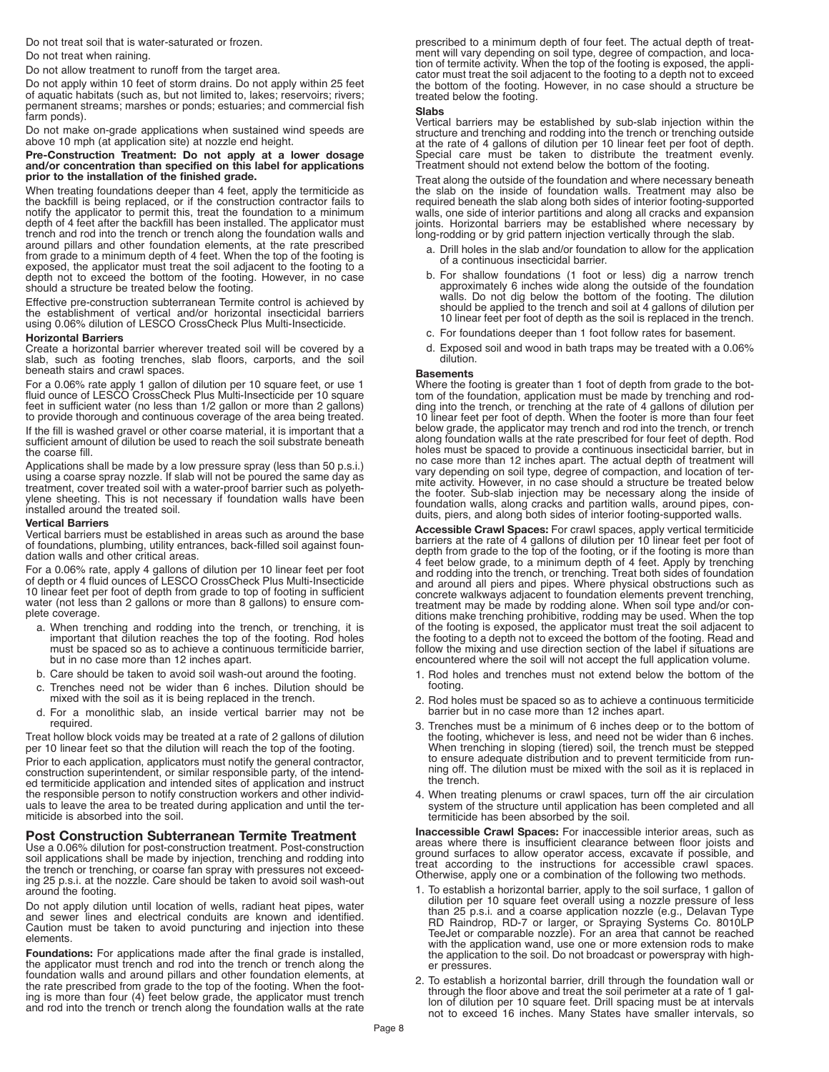Do not treat soil that is water-saturated or frozen.

Do not treat when raining.

Do not allow treatment to runoff from the target area.

Do not apply within 10 feet of storm drains. Do not apply within 25 feet of aquatic habitats (such as, but not limited to, lakes; reservoirs; rivers; permanent streams; marshes or ponds; estuaries; and commercial fish farm ponds).

Do not make on-grade applications when sustained wind speeds are above 10 mph (at application site) at nozzle end height.

**Pre-Construction Treatment: Do not apply at a lower dosage and/or concentration than specified on this label for applications prior to the installation of the finished grade.**

When treating foundations deeper than 4 feet, apply the termiticide as the backfill is being replaced, or if the construction contractor fails to notify the applicator to permit this, treat the foundation to a minimum depth of 4 feet after the backfill has been installed. The applicator must trench and rod into the trench or trench along the foundation walls and around pillars and other foundation elements, at the rate prescribed from grade to a minimum depth of 4 feet. When the top of the footing is exposed, the applicator must treat the soil adjacent to the footing to a depth not to exceed the bottom of the footing. However, in no case should a structure be treated below the footing.

Effective pre-construction subterranean Termite control is achieved by the establishment of vertical and/or horizontal insecticidal barriers using 0.06% dilution of LESCO CrossCheck Plus Multi-Insecticide.

**Horizontal Barriers**

Create a horizontal barrier wherever treated soil will be covered by a slab, such as footing trenches, slab floors, carports, and the soil beneath stairs and crawl spaces.

For a 0.06% rate apply 1 gallon of dilution per 10 square feet, or use 1 fluid ounce of LESCO CrossCheck Plus Multi-Insecticide per 10 square feet in sufficient water (no less than 1/2 gallon or more than 2 gallons) to provide thorough and continuous coverage of the area being treated.

If the fill is washed gravel or other coarse material, it is important that a sufficient amount of dilution be used to reach the soil substrate beneath the coarse fill.

Applications shall be made by a low pressure spray (less than 50 p.s.i.) using a coarse spray nozzle. If slab will not be poured the same day as treatment, cover treated soil with a water-proof barrier such as polyethylene sheeting. This is not necessary if foundation walls have been installed around the treated soil.

**Vertical Barriers**

Vertical barriers must be established in areas such as around the base of foundations, plumbing, utility entrances, back-filled soil against foundation walls and other critical areas.

For a 0.06% rate, apply 4 gallons of dilution per 10 linear feet per foot of depth or 4 fluid ounces of LESCO CrossCheck Plus Multi-Insecticide 10 linear feet per foot of depth from grade to top of footing in sufficient water (not less than 2 gallons or more than 8 gallons) to ensure complete coverage.

a. When trenching and rodding into the trench, or trenching, it is important that dilution reaches the top of the footing. Rod holes must be spaced so as to achieve a continuous termiticide barrier, but in no case more than 12 inches apart.

b. Care should be taken to avoid soil wash-out around the footing.

c. Trenches need not be wider than 6 inches. Dilution should be mixed with the soil as it is being replaced in the trench.

d. For a monolithic slab, an inside vertical barrier may not be required.

Treat hollow block voids may be treated at a rate of 2 gallons of dilution per 10 linear feet so that the dilution will reach the top of the footing.

Prior to each application, applicators must notify the general contractor, construction superintendent, or similar responsible party, of the intended termiticide application and intended sites of application and instruct the responsible person to notify construction workers and other individuals to leave the area to be treated during application and until the termiticide is absorbed into the soil.

## Post Construction Subterranean Termite Treatment

Use a 0.06% dilution for post-construction treatment. Post-construction soil applications shall be made by injection, trenching and rodding into the trench or trenching, or coarse fan spray with pressures not exceeding 25 p.s.i. at the nozzle. Care should be taken to avoid soil wash-out around the footing.

Do not apply dilution until location of wells, radiant heat pipes, water and sewer lines and electrical conduits are known and identified. Caution must be taken to avoid puncturing and injection into these elements.

**Foundations:** For applications made after the final grade is installed, the applicator must trench and rod into the trench or trench along the foundation walls and around pillars and other foundation elements, at the rate prescribed from grade to the top of the footing. When the footing is more than four (4) feet below grade, the applicator must trench and rod into the trench or trench along the foundation walls at the rate prescribed to a minimum depth of four feet. The actual depth of treatment will vary depending on soil type, degree of compaction, and location of termite activity. When the top of the footing is exposed, the applicator must treat the soil adjacent to the footing to a depth not to exceed the bottom of the footing. However, in no case should a structure be treated below the footing.

**Slabs**

Vertical barriers may be established by sub-slab injection within the structure and trenching and rodding into the trench or trenching outside at the rate of 4 gallons of dilution per 10 linear feet per foot of depth. Special care must be taken to distribute the treatment evenly. Treatment should not extend below the bottom of the footing.

Treat along the outside of the foundation and where necessary beneath the slab on the inside of foundation walls. Treatment may also be required beneath the slab along both sides of interior footing-supported walls, one side of interior partitions and along all cracks and expansion joints. Horizontal barriers may be established where necessary by long-rodding or by grid pattern injection vertically through the slab.

a. Drill holes in the slab and/or foundation to allow for the application of a continuous insecticidal barrier.

b. For shallow foundations (1 foot or less) dig a narrow trench approximately 6 inches wide along the outside of the foundation walls. Do not dig below the bottom of the footing. The dilution should be applied to the trench and soil at 4 gallons of dilution per 10 linear feet per foot of depth as the soil is replaced in the trench.

c. For foundations deeper than 1 foot follow rates for basement.

d. Exposed soil and wood in bath traps may be treated with a 0.06% dilution.

**Basements**

Where the footing is greater than 1 foot of depth from grade to the bottom of the foundation, application must be made by trenching and rodding into the trench, or trenching at the rate of 4 gallons of dilution per 10 linear feet per foot of depth. When the footer is more than four feet below grade, the applicator may trench and rod into the trench, or trench along foundation walls at the rate prescribed for four feet of depth. Rod holes must be spaced to provide a continuous insecticidal barrier, but in no case more than 12 inches apart. The actual depth of treatment will vary depending on soil type, degree of compaction, and location of termite activity. However, in no case should a structure be treated below the footer. Sub-slab injection may be necessary along the inside of foundation walls, along cracks and partition walls, around pipes, conduits, piers, and along both sides of interior footing-supported walls.

**Accessible Crawl Spaces:** For crawl spaces, apply vertical termiticide barriers at the rate of 4 gallons of dilution per 10 linear feet per foot of depth from grade to the top of the footing, or if the footing is more than 4 feet below grade, to a minimum depth of 4 feet. Apply by trenching and rodding into the trench, or trenching. Treat both sides of foundation and around all piers and pipes. Where physical obstructions such as concrete walkways adjacent to foundation elements prevent trenching, treatment may be made by rodding alone. When soil type and/or conditions make trenching prohibitive, rodding may be used. When the top of the footing is exposed, the applicator must treat the soil adjacent to the footing to a depth not to exceed the bottom of the footing. Read and follow the mixing and use direction section of the label if situations are encountered where the soil will not accept the full application volume.

1. Rod holes and trenches must not extend below the bottom of the footing.
2. Rod holes must be spaced so as to achieve a continuous termiticide barrier but in no case more than 12 inches apart.
3. Trenches must be a minimum of 6 inches deep or to the bottom of the footing, whichever is less, and need not be wider than 6 inches. When trenching in sloping (tiered) soil, the trench must be stepped to ensure adequate distribution and to prevent termiticide from running off. The dilution must be mixed with the soil as it is replaced in the trench.
4. When treating plenums or crawl spaces, turn off the air circulation system of the structure until application has been completed and all termiticide has been absorbed by the soil.

**Inaccessible Crawl Spaces:** For inaccessible interior areas, such as areas where there is insufficient clearance between floor joists and ground surfaces to allow operator access, excavate if possible, and treat according to the instructions for accessible crawl spaces. Otherwise, apply one or a combination of the following two methods.

1. To establish a horizontal barrier, apply to the soil surface, 1 gallon of dilution per 10 square feet overall using a nozzle pressure of less than 25 p.s.i. and a coarse application nozzle (e.g., Delavan Type RD Raindrop, RD-7 or larger, or Spraying Systems Co. 8010LP TeeJet or comparable nozzle). For an area that cannot be reached with the application wand, use one or more extension rods to make the application to the soil. Do not broadcast or powerspray with higher pressures.
2. To establish a horizontal barrier, drill through the foundation wall or through the floor above and treat the soil perimeter at a rate of 1 gallon of dilution per 10 square feet. Drill spacing must be at intervals not to exceed 16 inches. Many States have smaller intervals, so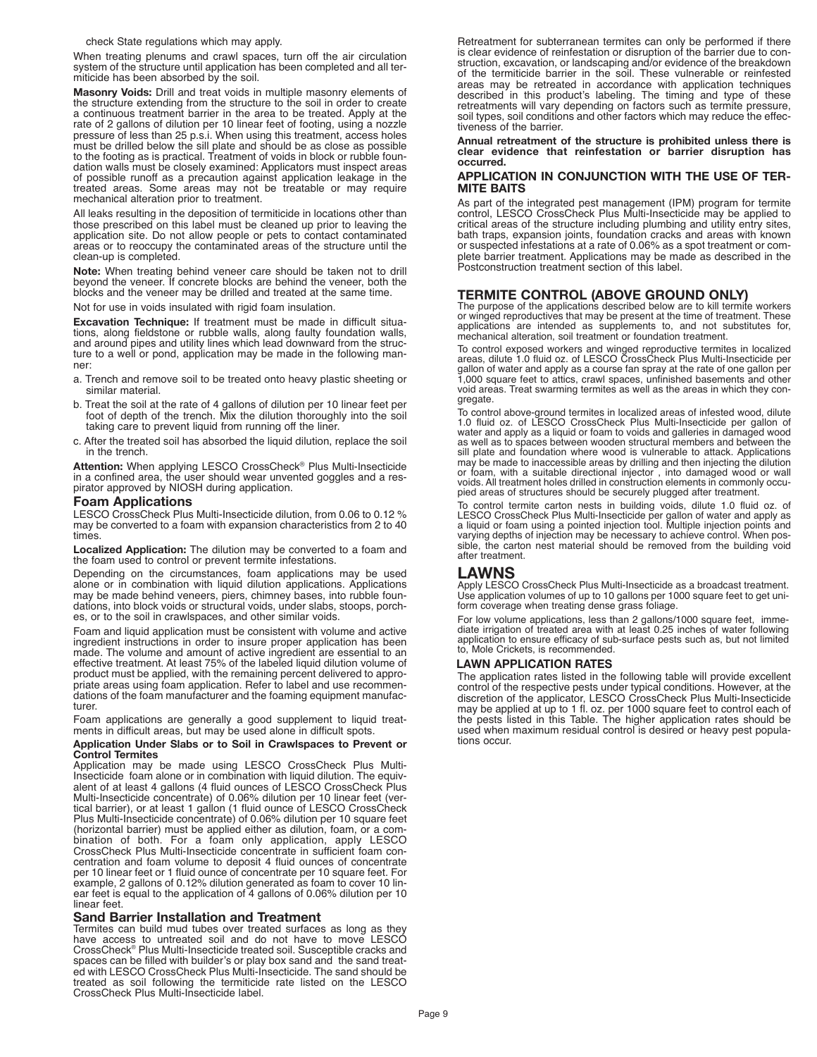check State regulations which may apply.

When treating plenums and crawl spaces, turn off the air circulation system of the structure until application has been completed and all termiticide has been absorbed by the soil.

**Masonry Voids:** Drill and treat voids in multiple masonry elements of the structure extending from the structure to the soil in order to create a continuous treatment barrier in the area to be treated. Apply at the rate of 2 gallons of dilution per 10 linear feet of footing, using a nozzle pressure of less than 25 p.s.i. When using this treatment, access holes must be drilled below the sill plate and should be as close as possible to the footing as is practical. Treatment of voids in block or rubble foundation walls must be closely examined: Applicators must inspect areas of possible runoff as a precaution against application leakage in the treated areas. Some areas may not be treatable or may require mechanical alteration prior to treatment.

All leaks resulting in the deposition of termiticide in locations other than those prescribed on this label must be cleaned up prior to leaving the application site. Do not allow people or pets to contact contaminated areas or to reoccupy the contaminated areas of the structure until the clean-up is completed.

**Note:** When treating behind veneer care should be taken not to drill beyond the veneer. If concrete blocks are behind the veneer, both the blocks and the veneer may be drilled and treated at the same time.

Not for use in voids insulated with rigid foam insulation.

**Excavation Technique:** If treatment must be made in difficult situations, along fieldstone or rubble walls, along faulty foundation walls, and around pipes and utility lines which lead downward from the structure to a well or pond, application may be made in the following manner:

a. Trench and remove soil to be treated onto heavy plastic sheeting or similar material.
b. Treat the soil at the rate of 4 gallons of dilution per 10 linear feet per foot of depth of the trench. Mix the dilution thoroughly into the soil taking care to prevent liquid from running off the liner.
c. After the treated soil has absorbed the liquid dilution, replace the soil in the trench.

**Attention:** When applying LESCO CrossCheck® Plus Multi-Insecticide in a confined area, the user should wear unvented goggles and a respirator approved by NIOSH during application.

### Foam Applications

LESCO CrossCheck Plus Multi-Insecticide dilution, from 0.06 to 0.12 % may be converted to a foam with expansion characteristics from 2 to 40 times.

**Localized Application:** The dilution may be converted to a foam and the foam used to control or prevent termite infestations.

Depending on the circumstances, foam applications may be used alone or in combination with liquid dilution applications. Applications may be made behind veneers, piers, chimney bases, into rubble foundations, into block voids or structural voids, under slabs, stoops, porches, or to the soil in crawlspaces, and other similar voids.

Foam and liquid application must be consistent with volume and active ingredient instructions in order to insure proper application has been made. The volume and amount of active ingredient are essential to an effective treatment. At least 75% of the labeled liquid dilution volume of product must be applied, with the remaining percent delivered to appropriate areas using foam application. Refer to label and use recommendations of the foam manufacturer and the foaming equipment manufacturer.

Foam applications are generally a good supplement to liquid treatments in difficult areas, but may be used alone in difficult spots.

**Application Under Slabs or to Soil in Crawlspaces to Prevent or Control Termites**

Application may be made using LESCO CrossCheck Plus Multi-Insecticide foam alone or in combination with liquid dilution. The equivalent of at least 4 gallons (4 fluid ounces of LESCO CrossCheck Plus Multi-Insecticide concentrate) of 0.06% dilution per 10 linear feet (vertical barrier), or at least 1 gallon (1 fluid ounce of LESCO CrossCheck Plus Multi-Insecticide concentrate) of 0.06% dilution per 10 square feet (horizontal barrier) must be applied either as dilution, foam, or a combination of both. For a foam only application, apply LESCO CrossCheck Plus Multi-Insecticide concentrate in sufficient foam concentration and foam volume to deposit 4 fluid ounces of concentrate per 10 linear feet or 1 fluid ounce of concentrate per 10 square feet. For example, 2 gallons of 0.12% dilution generated as foam to cover 10 linear feet is equal to the application of 4 gallons of 0.06% dilution per 10 linear feet.

### Sand Barrier Installation and Treatment

Termites can build mud tubes over treated surfaces as long as they have access to untreated soil and do not have to move LESCO CrossCheck® Plus Multi-Insecticide treated soil. Susceptible cracks and spaces can be filled with builder's or play box sand and the sand treated with LESCO CrossCheck Plus Multi-Insecticide. The sand should be treated as soil following the termiticide rate listed on the LESCO CrossCheck Plus Multi-Insecticide label.

Retreatment for subterranean termites can only be performed if there is clear evidence of reinfestation or disruption of the barrier due to construction, excavation, or landscaping and/or evidence of the breakdown of the termiticide barrier in the soil. These vulnerable or reinfested areas may be retreated in accordance with application techniques described in this product's labeling. The timing and type of these retreatments will vary depending on factors such as termite pressure, soil types, soil conditions and other factors which may reduce the effectiveness of the barrier.

**Annual retreatment of the structure is prohibited unless there is clear evidence that reinfestation or barrier disruption has occurred.**

### APPLICATION IN CONJUNCTION WITH THE USE OF TERMITE BAITS

As part of the integrated pest management (IPM) program for termite control, LESCO CrossCheck Plus Multi-Insecticide may be applied to critical areas of the structure including plumbing and utility entry sites, bath traps, expansion joints, foundation cracks and areas with known or suspected infestations at a rate of 0.06% as a spot treatment or complete barrier treatment. Applications may be made as described in the Postconstruction treatment section of this label.

## TERMITE CONTROL (ABOVE GROUND ONLY)

The purpose of the applications described below are to kill termite workers or winged reproductives that may be present at the time of treatment. These applications are intended as supplements to, and not substitutes for, mechanical alteration, soil treatment or foundation treatment.

To control exposed workers and winged reproductive termites in localized areas, dilute 1.0 fluid oz. of LESCO CrossCheck Plus Multi-Insecticide per gallon of water and apply as a course fan spray at the rate of one gallon per 1,000 square feet to attics, crawl spaces, unfinished basements and other void areas. Treat swarming termites as well as the areas in which they congregate.

To control above-ground termites in localized areas of infested wood, dilute 1.0 fluid oz. of LESCO CrossCheck Plus Multi-Insecticide per gallon of water and apply as a liquid or foam to voids and galleries in damaged wood as well as to spaces between wooden structural members and between the sill plate and foundation where wood is vulnerable to attack. Applications may be made to inaccessible areas by drilling and then injecting the dilution or foam, with a suitable directional injector , into damaged wood or wall voids. All treatment holes drilled in construction elements in commonly occupied areas of structures should be securely plugged after treatment.

To control termite carton nests in building voids, dilute 1.0 fluid oz. of LESCO CrossCheck Plus Multi-Insecticide per gallon of water and apply as a liquid or foam using a pointed injection tool. Multiple injection points and varying depths of injection may be necessary to achieve control. When possible, the carton nest material should be removed from the building void after treatment.

## LAWNS

Apply LESCO CrossCheck Plus Multi-Insecticide as a broadcast treatment. Use application volumes of up to 10 gallons per 1000 square feet to get uniform coverage when treating dense grass foliage.

For low volume applications, less than 2 gallons/1000 square feet, immediate irrigation of treated area with at least 0.25 inches of water following application to ensure efficacy of sub-surface pests such as, but not limited to, Mole Crickets, is recommended.

### LAWN APPLICATION RATES

The application rates listed in the following table will provide excellent control of the respective pests under typical conditions. However, at the discretion of the applicator, LESCO CrossCheck Plus Multi-Insecticide may be applied at up to 1 fl. oz. per 1000 square feet to control each of the pests listed in this Table. The higher application rates should be used when maximum residual control is desired or heavy pest populations occur.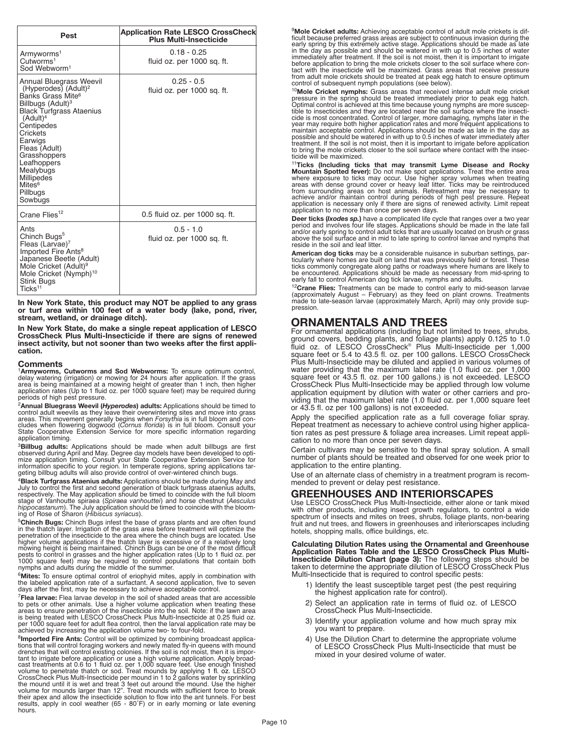| Pest | Application Rate LESCO CrossCheck Plus Multi-Insecticide |
|---|---|
| Armyworms[1]<br>Cutworms[1]<br>Sod Webworm[1] | 0.18 - 0.25<br>fluid oz. per 1000 sq. ft. |
| Annual Bluegrass Weevil (Hyperodes) (Adult)[2]<br>Banks Grass Mite[6]<br>Billbugs (Adult)[3]<br>Black Turfgrass Ataenius (Adult)[4]<br>Centipedes<br>Crickets<br>Earwigs<br>Fleas (Adult)<br>Grasshoppers<br>Leafhoppers<br>Mealybugs<br>Millipedes<br>Mites[6]<br>Pillbugs<br>Sowbugs | 0.25 - 0.5<br>fluid oz. per 1000 sq. ft. |
| Crane Flies[12] | 0.5 fluid oz. per 1000 sq. ft. |
| Ants<br>Chinch Bugs[5]<br>Fleas (Larvae)[7]<br>Imported Fire Ants[8]<br>Japanese Beetle (Adult)<br>Mole Cricket (Adult)[9]<br>Mole Cricket (Nymph)[10]<br>Stink Bugs<br>Ticks[11] | 0.5 - 1.0<br>fluid oz. per 1000 sq. ft. |

**In New York State, this product may NOT be applied to any grass or turf area within 100 feet of a water body (lake, pond, river, stream, wetland, or drainage ditch).**

**In New York State, do make a single repeat application of LESCO CrossCheck Plus Multi-Insecticide if there are signs of renewed insect activity, but not sooner than two weeks after the first application.**

### Comments

[1]**Armyworms, Cutworms and Sod Webworms:** To ensure optimum control, delay watering (irrigation) or mowing for 24 hours after application. If the grass area is being maintained at a mowing height of greater than 1 inch, then higher application rates (Up to 1 fluid oz. per 1000 square feet) may be required during periods of high pest pressure.

[2]**Annual Bluegrass Weevil (*Hyperodes*) adults:** Applications should be timed to control adult weevils as they leave their overwintering sites and move into grass areas. This movement generally begins when *Forsythia* is in full bloom and concludes when flowering dogwood (*Cornus florida*) is in full bloom. Consult your State Cooperative Extension Service for more specific information regarding application timing.

[3]**Billbug adults:** Applications should be made when adult billbugs are first observed during April and May. Degree day models have been developed to optimize application timing. Consult your State Cooperative Extension Service for information specific to your region. In temperate regions, spring applications targeting billbug adults will also provide control of over-wintered chinch bugs.

[4]**Black Turfgrass Ataenius adults:** Applications should be made during May and July to control the first and second generation of black turfgrass ataenius adults, respectively. The May application should be timed to coincide with the full bloom stage of Vanhoutte spiraea (*Spiraea vanhouttei*) and horse chestnut (*Aesculus hippocastanum*). The July application should be timed to coincide with the blooming of Rose of Sharon (*Hibiscus syriacus*).

[5]**Chinch Bugs:** Chinch Bugs infest the base of grass plants and are often found in the thatch layer. Irrigation of the grass area before treatment will optimize the penetration of the insecticide to the area where the chinch bugs are located. Use higher volume applications if the thatch layer is excessive or if a relatively long mowing height is being maintained. Chinch Bugs can be one of the most difficult pests to control in grasses and the higher application rates (Up to 1 fluid oz. per 1000 square feet) may be required to control populations that contain both nymphs and adults during the middle of the summer.

[6]**Mites:** To ensure optimal control of eriophyid mites, apply in combination with the labeled application rate of a surfactant. A second application, five to seven days after the first, may be necessary to achieve acceptable control.

[7]**Flea larvae:** Flea larvae develop in the soil of shaded areas that are accessible to pets or other animals. Use a higher volume application when treating these areas to ensure penetration of the insecticide into the soil. Note: if the lawn area is being treated with LESCO CrossCheck Plus Multi-Insecticide at 0.25 fluid oz. per 1000 square feet for adult flea control, then the larval application rate may be achieved by increasing the application volume two- to four-fold.

[8]**Imported Fire Ants:** Control will be optimized by combining broadcast applications that will control foraging workers and newly mated fly-in queens with mound drenches that will control existing colonies. If the soil is not moist, then it is important to irrigate before application or use a high volume application. Apply broadcast treatments at 0.6 to 1 fluid oz. per 1,000 square feet. Use enough finished volume to penetrate thatch or sod. Treat mounds by applying 1 fl. oz. LESCO CrossCheck Plus Multi-Insecticide per mound in 1 to 2 gallons water by sprinkling the mound until it is wet and treat 3 feet out around the mound. Use the higher volume for mounds larger than 12". Treat mounds with sufficient force to break their apex and allow the insecticide solution to flow into the ant tunnels. For best results, apply in cool weather (65 - 80˚F) or in early morning or late evening hours.

[9]**Mole Cricket adults:** Achieving acceptable control of adult mole crickets is difficult because preferred grass areas are subject to continuous invasion during the early spring by this extremely active stage. Applications should be made as late in the day as possible and should be watered in with up to 0.5 inches of water immediately after treatment. If the soil is not moist, then it is important to irrigate before application to bring the mole crickets closer to the soil surface where contact with the insecticide will be maximized. Grass areas that receive pressure from adult mole crickets should be treated at peak egg hatch to ensure optimum control of subsequent nymph populations (see below).

[10]**Mole Cricket nymphs:** Grass areas that received intense adult mole cricket pressure in the spring should be treated immediately prior to peak egg hatch. Optimal control is achieved at this time because young nymphs are more susceptible to insecticides and they are located near the soil surface where the insecticide is most concentrated. Control of larger, more damaging, nymphs later in the year may require both higher application rates and more frequent applications to maintain acceptable control. Applications should be made as late in the day as possible and should be watered in with up to 0.5 inches of water immediately after treatment. If the soil is not moist, then it is important to irrigate before application to bring the mole crickets closer to the soil surface where contact with the insecticide will be maximized.

[11]**Ticks (Including ticks that may transmit Lyme Disease and Rocky Mountain Spotted fever):** Do not make spot applications. Treat the entire area where exposure to ticks may occur. Use higher spray volumes when treating areas with dense ground cover or heavy leaf litter. Ticks may be reintroduced from surrounding areas on host animals. Retreatment may be necessary to achieve and/or maintain control during periods of high pest pressure. Repeat application is necessary only if there are signs of renewed activity. Limit repeat application to no more than once per seven days.

**Deer ticks (*Ixodes sp.*)** have a complicated life cycle that ranges over a two year period and involves four life stages. Applications should be made in the late fall and/or early spring to control adult ticks that are usually located on brush or grass above the soil surface and in mid to late spring to control larvae and nymphs that reside in the soil and leaf litter.

**American dog ticks** may be a considerable nuisance in suburban settings, particularly where homes are built on land that was previously field or forest. These ticks commonly congregate along paths or roadways where humans are likely to be encountered. Applications should be made as necessary from mid-spring to early fall to control American dog tick larvae, nymphs and adults.

[12]**Crane Flies:** Treatments can be made to control early to mid-season larvae (approximately August – February) as they feed on plant crowns. Treatments made to late-season larvae (approximately March, April) may only provide suppression.

## ORNAMENTALS AND TREES

For ornamental applications (including but not limited to trees, shrubs, ground covers, bedding plants, and foliage plants) apply 0.125 to 1.0 fluid oz. of LESCO CrossCheck® Plus Multi-Insecticide per 1,000 square feet or 5.4 to 43.5 fl. oz. per 100 gallons. LESCO CrossCheck Plus Multi-Insecticide may be diluted and applied in various volumes of water providing that the maximum label rate (1.0 fluid oz. per 1,000 square feet or 43.5 fl. oz. per 100 gallons.) is not exceeded. LESCO CrossCheck Plus Multi-Insecticide may be applied through low volume application equipment by dilution with water or other carriers and providing that the maximum label rate (1.0 fluid oz. per 1,000 square feet or 43.5 fl. oz per 100 gallons) is not exceeded.

Apply the specified application rate as a full coverage foliar spray. Repeat treatment as necessary to achieve control using higher application rates as pest pressure & foliage area increases. Limit repeat application to no more than once per seven days.

Certain cultivars may be sensitive to the final spray solution. A small number of plants should be treated and observed for one week prior to application to the entire planting.

Use of an alternate class of chemistry in a treatment program is recommended to prevent or delay pest resistance.

## GREENHOUSES AND INTERIORSCAPES

Use LESCO CrossCheck Plus Multi-Insecticide, either alone or tank mixed with other products, including insect growth regulators, to control a wide spectrum of insects and mites on trees, shrubs, foliage plants, non-bearing fruit and nut trees, and flowers in greenhouses and interiorscapes including hotels, shopping malls, office buildings, etc.

**Calculating Dilution Rates using the Ornamental and Greenhouse Application Rates Table and the LESCO CrossCheck Plus Multi-Insecticide Dilution Chart (page 3):** The following steps should be taken to determine the appropriate dilution of LESCO CrossCheck Plus Multi-Insecticide that is required to control specific pests:

1) Identify the least susceptible target pest (the pest requiring the highest application rate for control).
2) Select an application rate in terms of fluid oz. of LESCO CrossCheck Plus Multi-Insecticide.
3) Identify your application volume and how much spray mix you want to prepare.
4) Use the Dilution Chart to determine the appropriate volume of LESCO CrossCheck Plus Multi-Insecticide that must be mixed in your desired volume of water.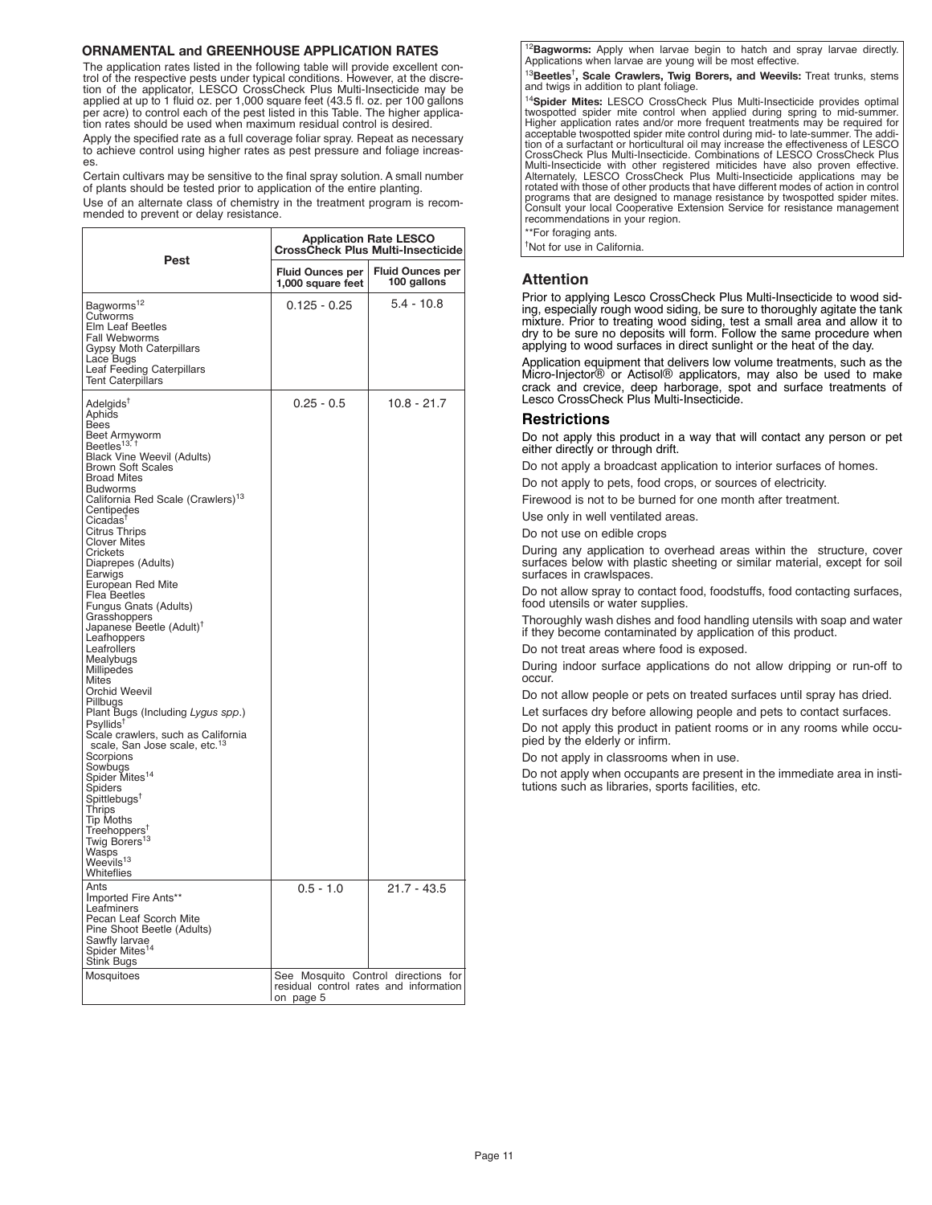## ORNAMENTAL and GREENHOUSE APPLICATION RATES

The application rates listed in the following table will provide excellent control of the respective pests under typical conditions. However, at the discretion of the applicator, LESCO CrossCheck Plus Multi-Insecticide may be applied at up to 1 fluid oz. per 1,000 square feet (43.5 fl. oz. per 100 gallons per acre) to control each of the pest listed in this Table. The higher application rates should be used when maximum residual control is desired.

Apply the specified rate as a full coverage foliar spray. Repeat as necessary to achieve control using higher rates as pest pressure and foliage increases.

Certain cultivars may be sensitive to the final spray solution. A small number of plants should be tested prior to application of the entire planting.

Use of an alternate class of chemistry in the treatment program is recommended to prevent or delay resistance.

| Pest | Application Rate LESCO CrossCheck Plus Multi-Insecticide | |
|---|---|---|
| | Fluid Ounces per 1,000 square feet | Fluid Ounces per 100 gallons |
| Bagworms[12]<br>Cutworms<br>Elm Leaf Beetles<br>Fall Webworms<br>Gypsy Moth Caterpillars<br>Lace Bugs<br>Leaf Feeding Caterpillars<br>Tent Caterpillars | 0.125 - 0.25 | 5.4 - 10.8 |
| Adelgids[†]<br>Aphids<br>Bees<br>Beet Armyworm<br>Beetles[13, †]<br>Black Vine Weevil (Adults)<br>Brown Soft Scales<br>Broad Mites<br>Budworms<br>California Red Scale (Crawlers)[13]<br>Centipedes<br>Cicadas[†]<br>Citrus Thrips<br>Clover Mites<br>Crickets<br>Diaprepes (Adults)<br>Earwigs<br>European Red Mite<br>Flea Beetles<br>Fungus Gnats (Adults)<br>Grasshoppers<br>Japanese Beetle (Adult)[†]<br>Leafhoppers<br>Leafrollers<br>Mealybugs<br>Millipedes<br>Mites<br>Orchid Weevil<br>Pillbugs<br>Plant Bugs (Including *Lygus spp.*)<br>Psyllids[†]<br>Scale crawlers, such as California scale, San Jose scale, etc.[13]<br>Scorpions<br>Sowbugs<br>Spider Mites[14]<br>Spiders<br>Spittlebugs[†]<br>Thrips<br>Tip Moths<br>Treehoppers[†]<br>Twig Borers[13]<br>Wasps<br>Weevils[13]<br>Whiteflies | 0.25 - 0.5 | 10.8 - 21.7 |
| Ants<br>Imported Fire Ants**<br>Leafminers<br>Pecan Leaf Scorch Mite<br>Pine Shoot Beetle (Adults)<br>Sawfly larvae<br>Spider Mites[14]<br>Stink Bugs | 0.5 - 1.0 | 21.7 - 43.5 |
| Mosquitoes | See Mosquito Control directions for residual control rates and information on page 5 | |

[12]**Bagworms:** Apply when larvae begin to hatch and spray larvae directly. Applications when larvae are young will be most effective.

[13]**Beetles[†], Scale Crawlers, Twig Borers, and Weevils:** Treat trunks, stems and twigs in addition to plant foliage.

[14]**Spider Mites:** LESCO CrossCheck Plus Multi-Insecticide provides optimal twospotted spider mite control when applied during spring to mid-summer. Higher application rates and/or more frequent treatments may be required for acceptable twospotted spider mite control during mid- to late-summer. The addition of a surfactant or horticultural oil may increase the effectiveness of LESCO CrossCheck Plus Multi-Insecticide. Combinations of LESCO CrossCheck Plus Multi-Insecticide with other registered miticides have also proven effective. Alternately, LESCO CrossCheck Plus Multi-Insecticide applications may be rotated with those of other products that have different modes of action in control programs that are designed to manage resistance by twospotted spider mites. Consult your local Cooperative Extension Service for resistance management recommendations in your region.

**For foraging ants.

[†]Not for use in California.

## Attention

Prior to applying Lesco CrossCheck Plus Multi-Insecticide to wood siding, especially rough wood siding, be sure to thoroughly agitate the tank mixture. Prior to treating wood siding, test a small area and allow it to dry to be sure no deposits will form. Follow the same procedure when applying to wood surfaces in direct sunlight or the heat of the day.

Application equipment that delivers low volume treatments, such as the Micro-Injector® or Actisol® applicators, may also be used to make crack and crevice, deep harborage, spot and surface treatments of Lesco CrossCheck Plus Multi-Insecticide.

## Restrictions

Do not apply this product in a way that will contact any person or pet either directly or through drift.

Do not apply a broadcast application to interior surfaces of homes.

Do not apply to pets, food crops, or sources of electricity.

Firewood is not to be burned for one month after treatment.

Use only in well ventilated areas.

Do not use on edible crops

During any application to overhead areas within the structure, cover surfaces below with plastic sheeting or similar material, except for soil surfaces in crawlspaces.

Do not allow spray to contact food, foodstuffs, food contacting surfaces, food utensils or water supplies.

Thoroughly wash dishes and food handling utensils with soap and water if they become contaminated by application of this product.

Do not treat areas where food is exposed.

During indoor surface applications do not allow dripping or run-off to occur.

Do not allow people or pets on treated surfaces until spray has dried.

Let surfaces dry before allowing people and pets to contact surfaces.

Do not apply this product in patient rooms or in any rooms while occupied by the elderly or infirm.

Do not apply in classrooms when in use.

Do not apply when occupants are present in the immediate area in institutions such as libraries, sports facilities, etc.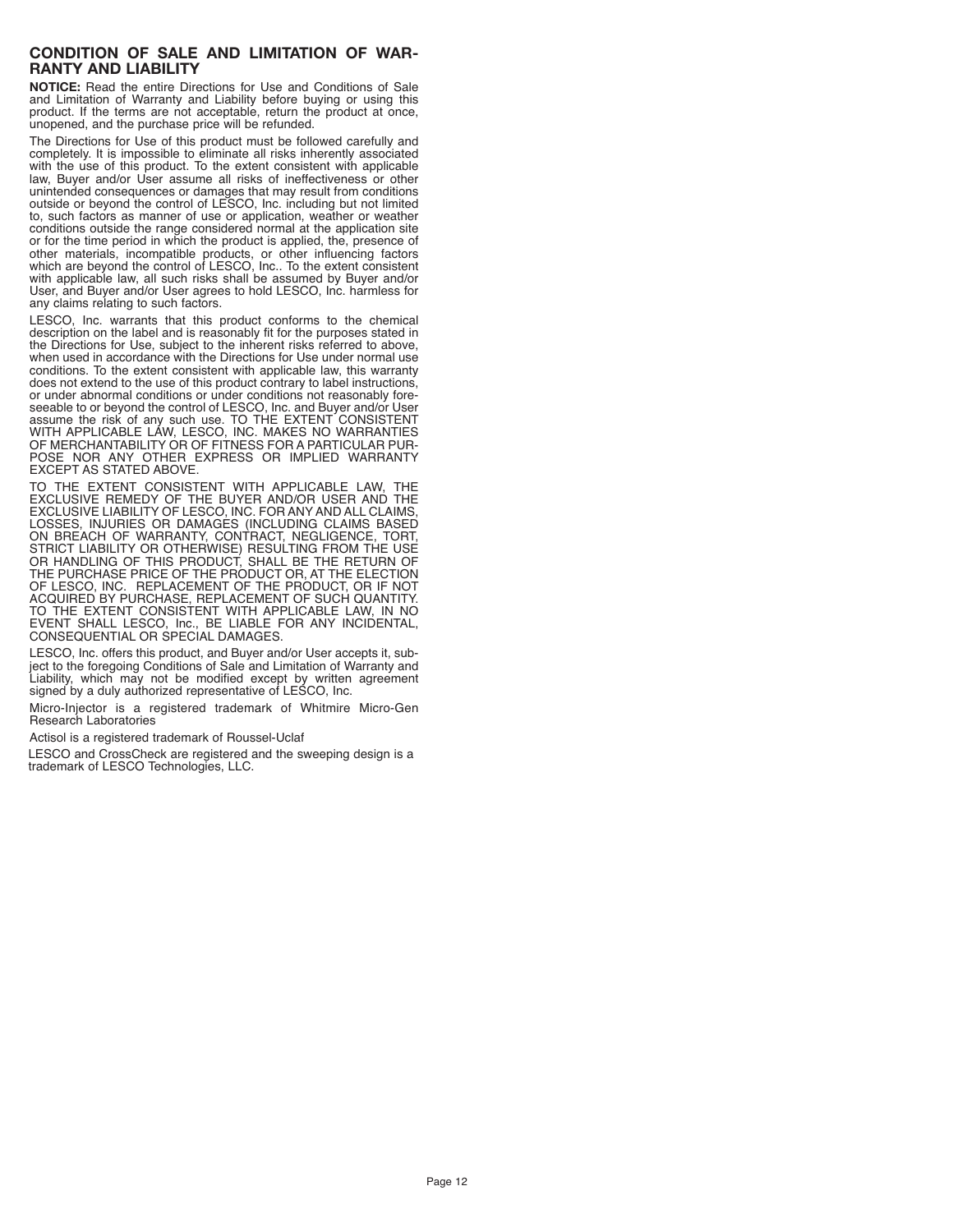## CONDITION OF SALE AND LIMITATION OF WARRANTY AND LIABILITY

**NOTICE:** Read the entire Directions for Use and Conditions of Sale and Limitation of Warranty and Liability before buying or using this product. If the terms are not acceptable, return the product at once, unopened, and the purchase price will be refunded.

The Directions for Use of this product must be followed carefully and completely. It is impossible to eliminate all risks inherently associated with the use of this product. To the extent consistent with applicable law, Buyer and/or User assume all risks of ineffectiveness or other unintended consequences or damages that may result from conditions outside or beyond the control of LESCO, Inc. including but not limited to, such factors as manner of use or application, weather or weather conditions outside the range considered normal at the application site or for the time period in which the product is applied, the, presence of other materials, incompatible products, or other influencing factors which are beyond the control of LESCO, Inc.. To the extent consistent with applicable law, all such risks shall be assumed by Buyer and/or User, and Buyer and/or User agrees to hold LESCO, Inc. harmless for any claims relating to such factors.

LESCO, Inc. warrants that this product conforms to the chemical description on the label and is reasonably fit for the purposes stated in the Directions for Use, subject to the inherent risks referred to above, when used in accordance with the Directions for Use under normal use conditions. To the extent consistent with applicable law, this warranty does not extend to the use of this product contrary to label instructions, or under abnormal conditions or under conditions not reasonably foreseeable to or beyond the control of LESCO, Inc. and Buyer and/or User assume the risk of any such use. TO THE EXTENT CONSISTENT WITH APPLICABLE LAW, LESCO, INC. MAKES NO WARRANTIES OF MERCHANTABILITY OR OF FITNESS FOR A PARTICULAR PURPOSE NOR ANY OTHER EXPRESS OR IMPLIED WARRANTY EXCEPT AS STATED ABOVE.

TO THE EXTENT CONSISTENT WITH APPLICABLE LAW, THE EXCLUSIVE REMEDY OF THE BUYER AND/OR USER AND THE EXCLUSIVE LIABILITY OF LESCO, INC. FOR ANY AND ALL CLAIMS, LOSSES, INJURIES OR DAMAGES (INCLUDING CLAIMS BASED ON BREACH OF WARRANTY, CONTRACT, NEGLIGENCE, TORT, STRICT LIABILITY OR OTHERWISE) RESULTING FROM THE USE OR HANDLING OF THIS PRODUCT, SHALL BE THE RETURN OF THE PURCHASE PRICE OF THE PRODUCT OR, AT THE ELECTION OF LESCO, INC. REPLACEMENT OF THE PRODUCT, OR IF NOT ACQUIRED BY PURCHASE, REPLACEMENT OF SUCH QUANTITY. TO THE EXTENT CONSISTENT WITH APPLICABLE LAW, IN NO EVENT SHALL LESCO, Inc., BE LIABLE FOR ANY INCIDENTAL, CONSEQUENTIAL OR SPECIAL DAMAGES.

LESCO, Inc. offers this product, and Buyer and/or User accepts it, subject to the foregoing Conditions of Sale and Limitation of Warranty and Liability, which may not be modified except by written agreement signed by a duly authorized representative of LESCO, Inc.

Micro-Injector is a registered trademark of Whitmire Micro-Gen Research Laboratories

Actisol is a registered trademark of Roussel-Uclaf

LESCO and CrossCheck are registered and the sweeping design is a trademark of LESCO Technologies, LLC.